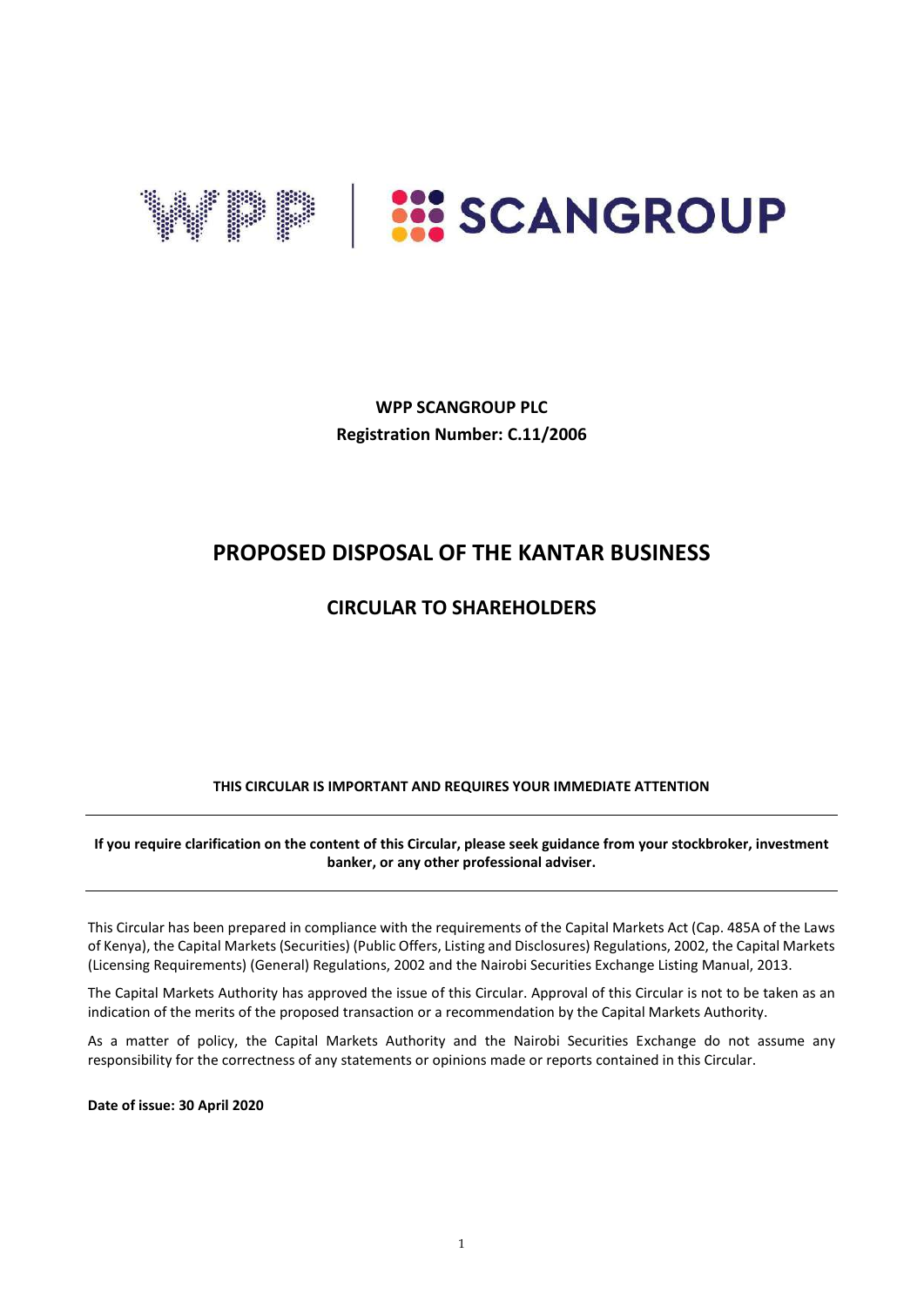**WPP SCANGROUP PLC**
**Registration Number: C.11/2006**

# PROPOSED DISPOSAL OF THE KANTAR BUSINESS

## CIRCULAR TO SHAREHOLDERS

**THIS CIRCULAR IS IMPORTANT AND REQUIRES YOUR IMMEDIATE ATTENTION**

---

**If you require clarification on the content of this Circular, please seek guidance from your stockbroker, investment banker, or any other professional adviser.**

---

This Circular has been prepared in compliance with the requirements of the Capital Markets Act (Cap. 485A of the Laws of Kenya), the Capital Markets (Securities) (Public Offers, Listing and Disclosures) Regulations, 2002, the Capital Markets (Licensing Requirements) (General) Regulations, 2002 and the Nairobi Securities Exchange Listing Manual, 2013.

The Capital Markets Authority has approved the issue of this Circular. Approval of this Circular is not to be taken as an indication of the merits of the proposed transaction or a recommendation by the Capital Markets Authority.

As a matter of policy, the Capital Markets Authority and the Nairobi Securities Exchange do not assume any responsibility for the correctness of any statements or opinions made or reports contained in this Circular.

**Date of issue: 30 April 2020**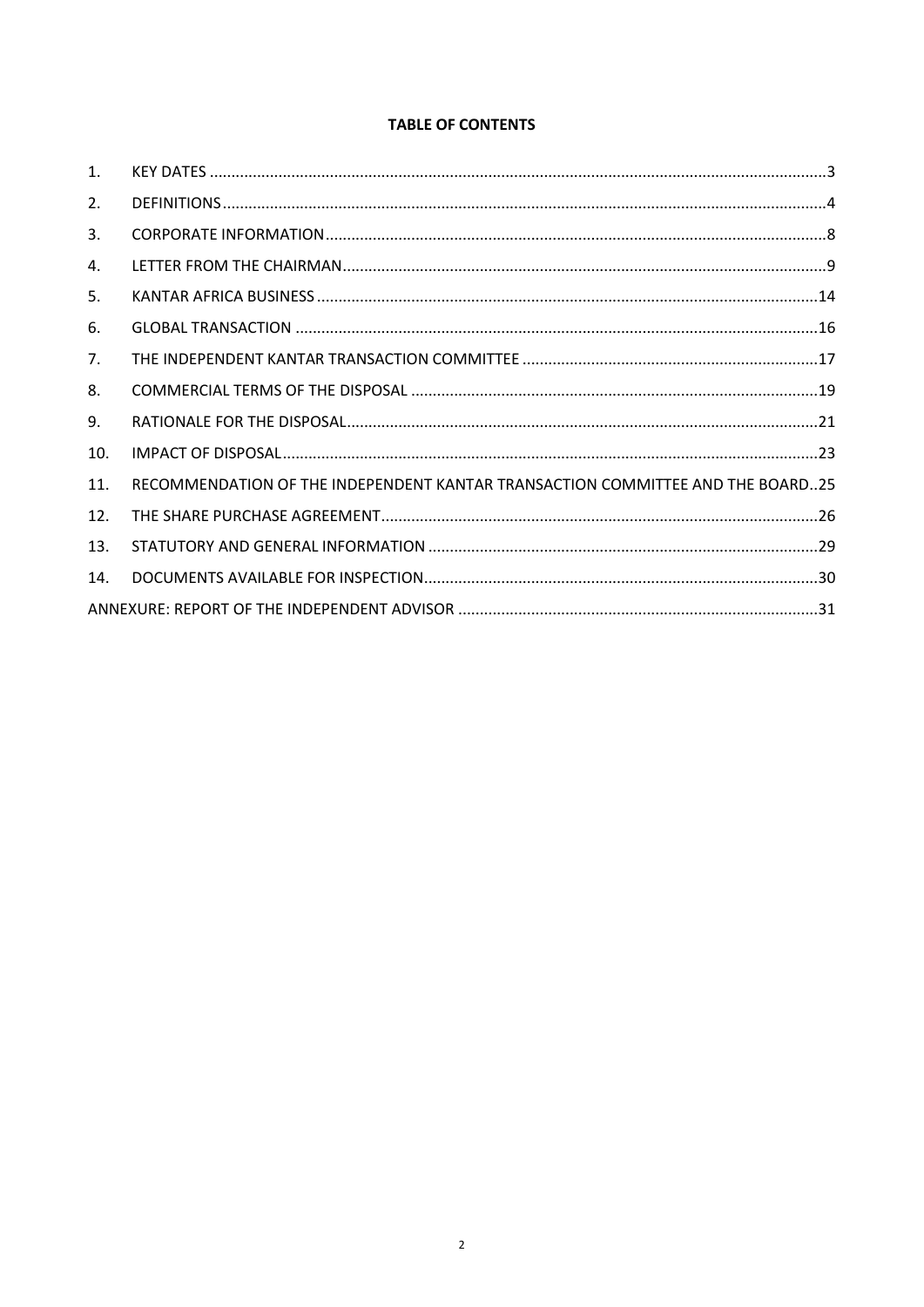**TABLE OF CONTENTS**

| | | |
|---|---|---|
| 1. | KEY DATES | 3 |
| 2. | DEFINITIONS | 4 |
| 3. | CORPORATE INFORMATION | 8 |
| 4. | LETTER FROM THE CHAIRMAN | 9 |
| 5. | KANTAR AFRICA BUSINESS | 14 |
| 6. | GLOBAL TRANSACTION | 16 |
| 7. | THE INDEPENDENT KANTAR TRANSACTION COMMITTEE | 17 |
| 8. | COMMERCIAL TERMS OF THE DISPOSAL | 19 |
| 9. | RATIONALE FOR THE DISPOSAL | 21 |
| 10. | IMPACT OF DISPOSAL | 23 |
| 11. | RECOMMENDATION OF THE INDEPENDENT KANTAR TRANSACTION COMMITTEE AND THE BOARD | 25 |
| 12. | THE SHARE PURCHASE AGREEMENT | 26 |
| 13. | STATUTORY AND GENERAL INFORMATION | 29 |
| 14. | DOCUMENTS AVAILABLE FOR INSPECTION | 30 |
| | ANNEXURE: REPORT OF THE INDEPENDENT ADVISOR | 31 |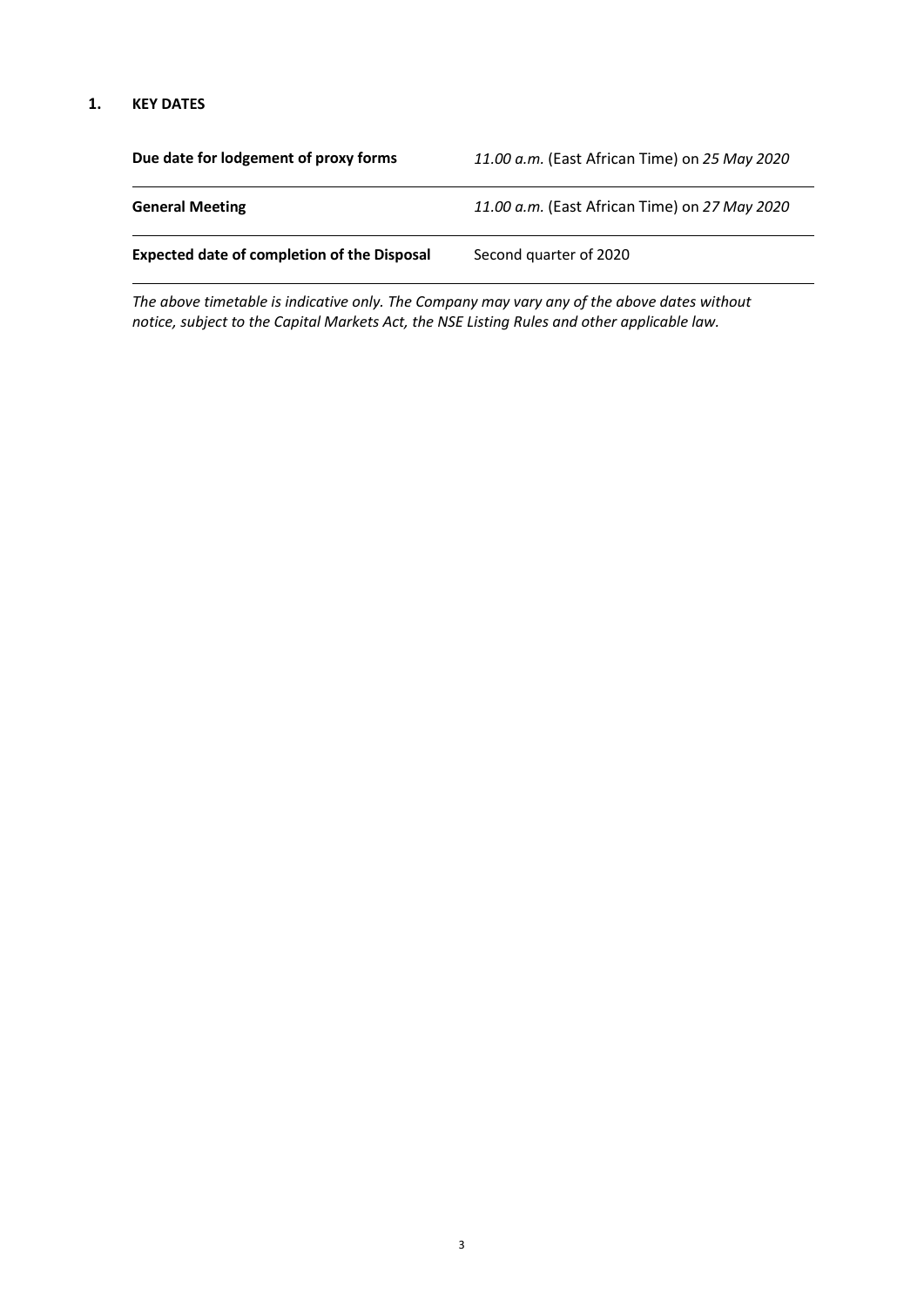## 1. KEY DATES

| | |
|---|---|
| **Due date for lodgement of proxy forms** | *11.00 a.m.* (East African Time) on *25 May 2020* |
| **General Meeting** | *11.00 a.m.* (East African Time) on *27 May 2020* |
| **Expected date of completion of the Disposal** | Second quarter of 2020 |

*The above timetable is indicative only. The Company may vary any of the above dates without notice, subject to the Capital Markets Act, the NSE Listing Rules and other applicable law.*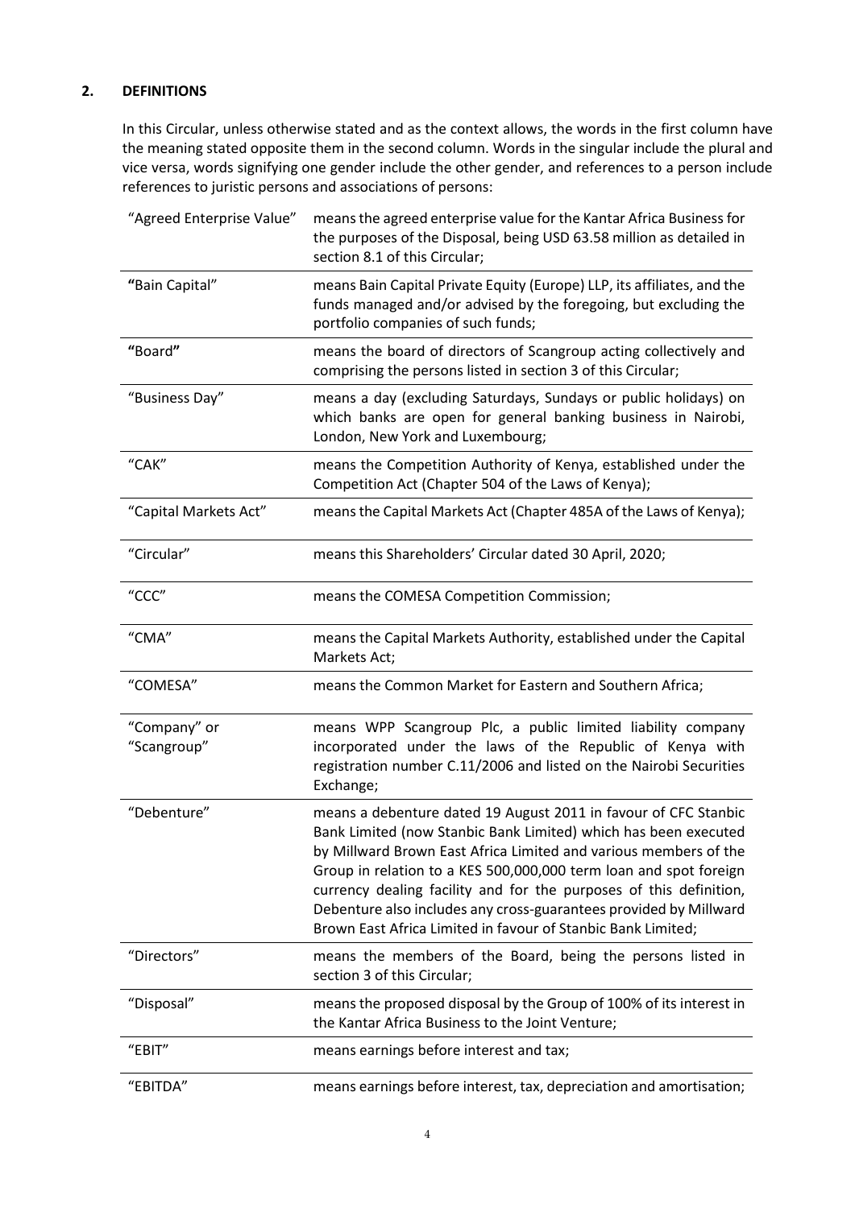## 2. DEFINITIONS

In this Circular, unless otherwise stated and as the context allows, the words in the first column have the meaning stated opposite them in the second column. Words in the singular include the plural and vice versa, words signifying one gender include the other gender, and references to a person include references to juristic persons and associations of persons:

| | |
|---|---|
| "Agreed Enterprise Value" | means the agreed enterprise value for the Kantar Africa Business for the purposes of the Disposal, being USD 63.58 million as detailed in section 8.1 of this Circular; |
| **"**Bain Capital" | means Bain Capital Private Equity (Europe) LLP, its affiliates, and the funds managed and/or advised by the foregoing, but excluding the portfolio companies of such funds; |
| **"**Board**"** | means the board of directors of Scangroup acting collectively and comprising the persons listed in section 3 of this Circular; |
| "Business Day" | means a day (excluding Saturdays, Sundays or public holidays) on which banks are open for general banking business in Nairobi, London, New York and Luxembourg; |
| "CAK" | means the Competition Authority of Kenya, established under the Competition Act (Chapter 504 of the Laws of Kenya); |
| "Capital Markets Act" | means the Capital Markets Act (Chapter 485A of the Laws of Kenya); |
| "Circular" | means this Shareholders' Circular dated 30 April, 2020; |
| "CCC" | means the COMESA Competition Commission; |
| "CMA" | means the Capital Markets Authority, established under the Capital Markets Act; |
| "COMESA" | means the Common Market for Eastern and Southern Africa; |
| "Company" or "Scangroup" | means WPP Scangroup Plc, a public limited liability company incorporated under the laws of the Republic of Kenya with registration number C.11/2006 and listed on the Nairobi Securities Exchange; |
| "Debenture" | means a debenture dated 19 August 2011 in favour of CFC Stanbic Bank Limited (now Stanbic Bank Limited) which has been executed by Millward Brown East Africa Limited and various members of the Group in relation to a KES 500,000,000 term loan and spot foreign currency dealing facility and for the purposes of this definition, Debenture also includes any cross-guarantees provided by Millward Brown East Africa Limited in favour of Stanbic Bank Limited; |
| "Directors" | means the members of the Board, being the persons listed in section 3 of this Circular; |
| "Disposal" | means the proposed disposal by the Group of 100% of its interest in the Kantar Africa Business to the Joint Venture; |
| "EBIT" | means earnings before interest and tax; |
| "EBITDA" | means earnings before interest, tax, depreciation and amortisation; |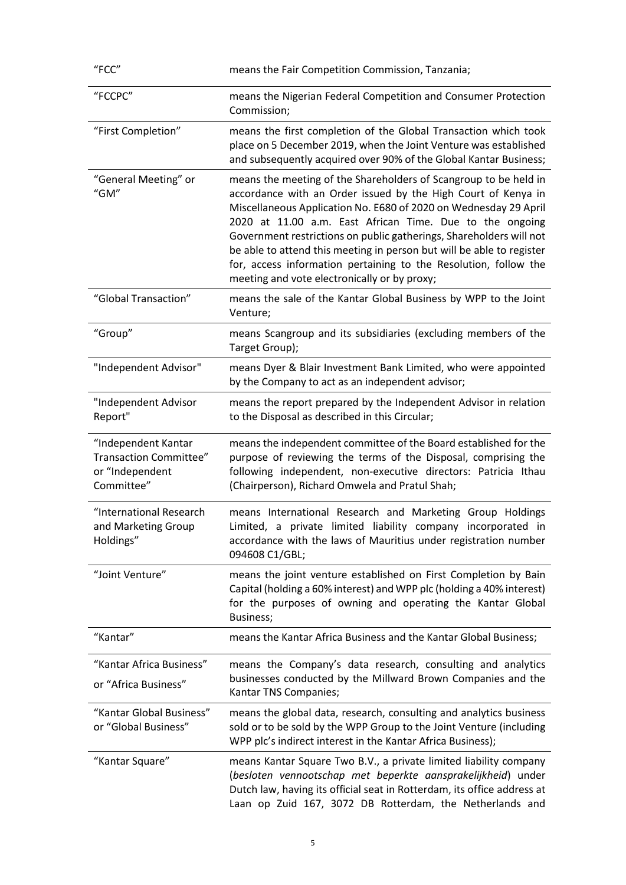| | |
|---|---|
| "FCC" | means the Fair Competition Commission, Tanzania; |
| "FCCPC" | means the Nigerian Federal Competition and Consumer Protection Commission; |
| "First Completion" | means the first completion of the Global Transaction which took place on 5 December 2019, when the Joint Venture was established and subsequently acquired over 90% of the Global Kantar Business; |
| "General Meeting" or "GM" | means the meeting of the Shareholders of Scangroup to be held in accordance with an Order issued by the High Court of Kenya in Miscellaneous Application No. E680 of 2020 on Wednesday 29 April 2020 at 11.00 a.m. East African Time. Due to the ongoing Government restrictions on public gatherings, Shareholders will not be able to attend this meeting in person but will be able to register for, access information pertaining to the Resolution, follow the meeting and vote electronically or by proxy; |
| "Global Transaction" | means the sale of the Kantar Global Business by WPP to the Joint Venture; |
| "Group" | means Scangroup and its subsidiaries (excluding members of the Target Group); |
| "Independent Advisor" | means Dyer & Blair Investment Bank Limited, who were appointed by the Company to act as an independent advisor; |
| "Independent Advisor Report" | means the report prepared by the Independent Advisor in relation to the Disposal as described in this Circular; |
| "Independent Kantar Transaction Committee" or "Independent Committee" | means the independent committee of the Board established for the purpose of reviewing the terms of the Disposal, comprising the following independent, non-executive directors: Patricia Ithau (Chairperson), Richard Omwela and Pratul Shah; |
| "International Research and Marketing Group Holdings" | means International Research and Marketing Group Holdings Limited, a private limited liability company incorporated in accordance with the laws of Mauritius under registration number 094608 C1/GBL; |
| "Joint Venture" | means the joint venture established on First Completion by Bain Capital (holding a 60% interest) and WPP plc (holding a 40% interest) for the purposes of owning and operating the Kantar Global Business; |
| "Kantar" | means the Kantar Africa Business and the Kantar Global Business; |
| "Kantar Africa Business" or "Africa Business" | means the Company's data research, consulting and analytics businesses conducted by the Millward Brown Companies and the Kantar TNS Companies; |
| "Kantar Global Business" or "Global Business" | means the global data, research, consulting and analytics business sold or to be sold by the WPP Group to the Joint Venture (including WPP plc's indirect interest in the Kantar Africa Business); |
| "Kantar Square" | means Kantar Square Two B.V., a private limited liability company (*besloten vennootschap met beperkte aansprakelijkheid*) under Dutch law, having its official seat in Rotterdam, its office address at Laan op Zuid 167, 3072 DB Rotterdam, the Netherlands and |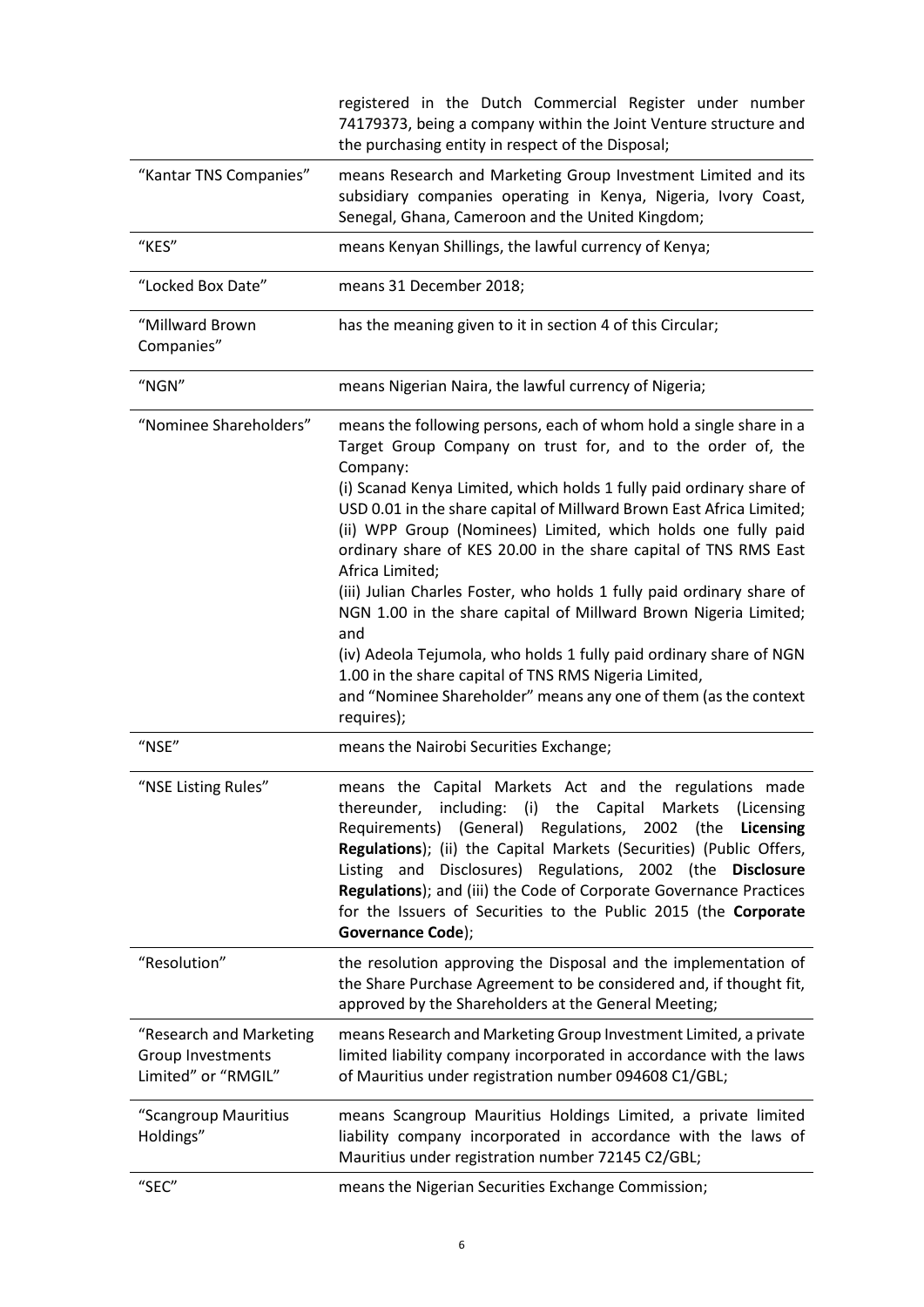| | |
|---|---|
| | registered in the Dutch Commercial Register under number 74179373, being a company within the Joint Venture structure and the purchasing entity in respect of the Disposal; |
| "Kantar TNS Companies" | means Research and Marketing Group Investment Limited and its subsidiary companies operating in Kenya, Nigeria, Ivory Coast, Senegal, Ghana, Cameroon and the United Kingdom; |
| "KES" | means Kenyan Shillings, the lawful currency of Kenya; |
| "Locked Box Date" | means 31 December 2018; |
| "Millward Brown Companies" | has the meaning given to it in section 4 of this Circular; |
| "NGN" | means Nigerian Naira, the lawful currency of Nigeria; |
| "Nominee Shareholders" | means the following persons, each of whom hold a single share in a Target Group Company on trust for, and to the order of, the Company:<br>(i) Scanad Kenya Limited, which holds 1 fully paid ordinary share of USD 0.01 in the share capital of Millward Brown East Africa Limited;<br>(ii) WPP Group (Nominees) Limited, which holds one fully paid ordinary share of KES 20.00 in the share capital of TNS RMS East Africa Limited;<br>(iii) Julian Charles Foster, who holds 1 fully paid ordinary share of NGN 1.00 in the share capital of Millward Brown Nigeria Limited; and<br>(iv) Adeola Tejumola, who holds 1 fully paid ordinary share of NGN 1.00 in the share capital of TNS RMS Nigeria Limited,<br>and "Nominee Shareholder" means any one of them (as the context requires); |
| "NSE" | means the Nairobi Securities Exchange; |
| "NSE Listing Rules" | means the Capital Markets Act and the regulations made thereunder, including: (i) the Capital Markets (Licensing Requirements) (General) Regulations, 2002 (the **Licensing Regulations**); (ii) the Capital Markets (Securities) (Public Offers, Listing and Disclosures) Regulations, 2002 (the **Disclosure Regulations**); and (iii) the Code of Corporate Governance Practices for the Issuers of Securities to the Public 2015 (the **Corporate Governance Code**); |
| "Resolution" | the resolution approving the Disposal and the implementation of the Share Purchase Agreement to be considered and, if thought fit, approved by the Shareholders at the General Meeting; |
| "Research and Marketing Group Investments Limited" or "RMGIL" | means Research and Marketing Group Investment Limited, a private limited liability company incorporated in accordance with the laws of Mauritius under registration number 094608 C1/GBL; |
| "Scangroup Mauritius Holdings" | means Scangroup Mauritius Holdings Limited, a private limited liability company incorporated in accordance with the laws of Mauritius under registration number 72145 C2/GBL; |
| "SEC" | means the Nigerian Securities Exchange Commission; |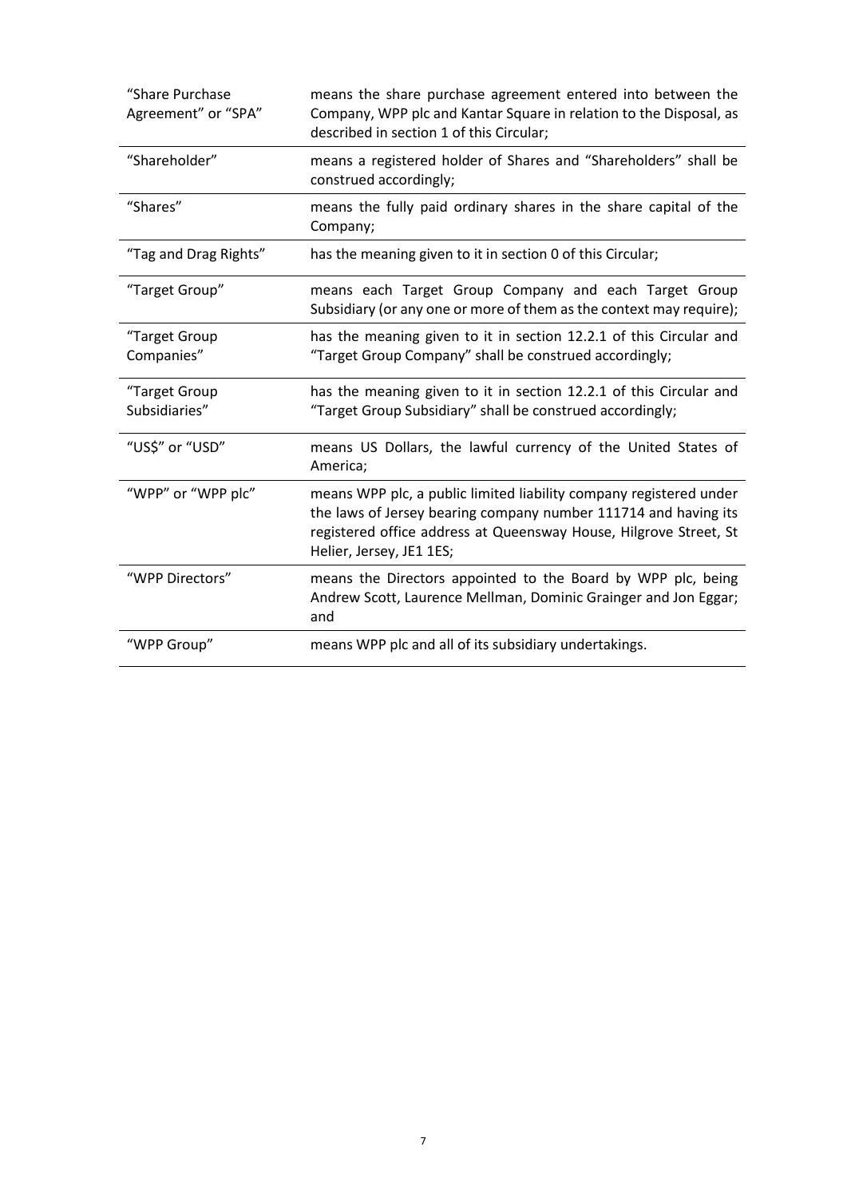| | |
|---|---|
| "Share Purchase Agreement" or "SPA" | means the share purchase agreement entered into between the Company, WPP plc and Kantar Square in relation to the Disposal, as described in section 1 of this Circular; |
| "Shareholder" | means a registered holder of Shares and "Shareholders" shall be construed accordingly; |
| "Shares" | means the fully paid ordinary shares in the share capital of the Company; |
| "Tag and Drag Rights" | has the meaning given to it in section 0 of this Circular; |
| "Target Group" | means each Target Group Company and each Target Group Subsidiary (or any one or more of them as the context may require); |
| "Target Group Companies" | has the meaning given to it in section 12.2.1 of this Circular and "Target Group Company" shall be construed accordingly; |
| "Target Group Subsidiaries" | has the meaning given to it in section 12.2.1 of this Circular and "Target Group Subsidiary" shall be construed accordingly; |
| "US$" or "USD" | means US Dollars, the lawful currency of the United States of America; |
| "WPP" or "WPP plc" | means WPP plc, a public limited liability company registered under the laws of Jersey bearing company number 111714 and having its registered office address at Queensway House, Hilgrove Street, St Helier, Jersey, JE1 1ES; |
| "WPP Directors" | means the Directors appointed to the Board by WPP plc, being Andrew Scott, Laurence Mellman, Dominic Grainger and Jon Eggar; and |
| "WPP Group" | means WPP plc and all of its subsidiary undertakings. |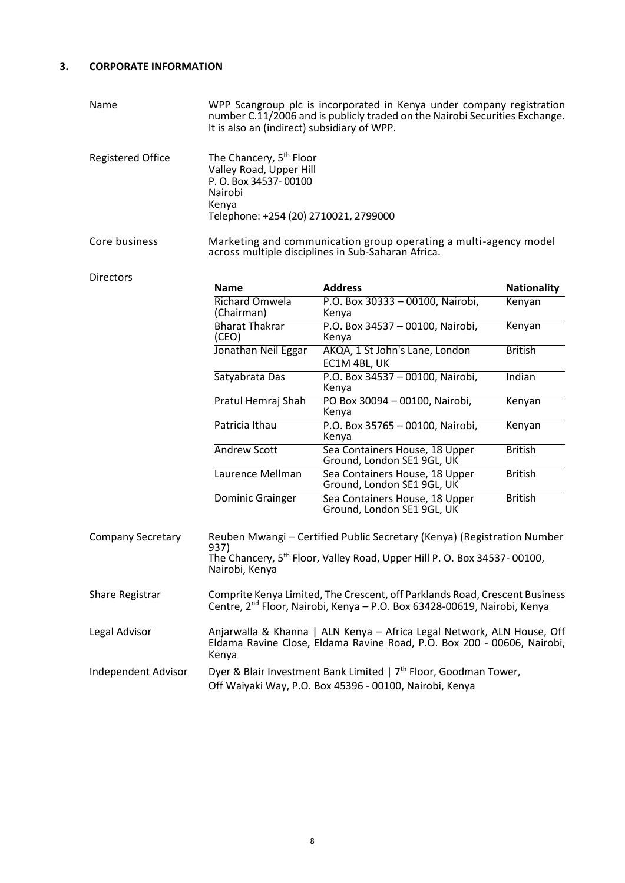## 3. CORPORATE INFORMATION

**Name**

WPP Scangroup plc is incorporated in Kenya under company registration number C.11/2006 and is publicly traded on the Nairobi Securities Exchange. It is also an (indirect) subsidiary of WPP.

**Registered Office**

The Chancery, 5th Floor
Valley Road, Upper Hill
P. O. Box 34537- 00100
Nairobi
Kenya
Telephone: +254 (20) 2710021, 2799000

**Core business**

Marketing and communication group operating a multi-agency model across multiple disciplines in Sub-Saharan Africa.

**Directors**

| Name | Address | Nationality |
|---|---|---|
| Richard Omwela (Chairman) | P.O. Box 30333 – 00100, Nairobi, Kenya | Kenyan |
| Bharat Thakrar (CEO) | P.O. Box 34537 – 00100, Nairobi, Kenya | Kenyan |
| Jonathan Neil Eggar | AKQA, 1 St John's Lane, London EC1M 4BL, UK | British |
| Satyabrata Das | P.O. Box 34537 – 00100, Nairobi, Kenya | Indian |
| Pratul Hemraj Shah | PO Box 30094 – 00100, Nairobi, Kenya | Kenyan |
| Patricia Ithau | P.O. Box 35765 – 00100, Nairobi, Kenya | Kenyan |
| Andrew Scott | Sea Containers House, 18 Upper Ground, London SE1 9GL, UK | British |
| Laurence Mellman | Sea Containers House, 18 Upper Ground, London SE1 9GL, UK | British |
| Dominic Grainger | Sea Containers House, 18 Upper Ground, London SE1 9GL, UK | British |

**Company Secretary**

Reuben Mwangi – Certified Public Secretary (Kenya) (Registration Number 937)
The Chancery, 5th Floor, Valley Road, Upper Hill P. O. Box 34537- 00100, Nairobi, Kenya

**Share Registrar**

Comprite Kenya Limited, The Crescent, off Parklands Road, Crescent Business Centre, 2nd Floor, Nairobi, Kenya – P.O. Box 63428-00619, Nairobi, Kenya

**Legal Advisor**

Anjarwalla & Khanna | ALN Kenya – Africa Legal Network, ALN House, Off Eldama Ravine Close, Eldama Ravine Road, P.O. Box 200 - 00606, Nairobi, Kenya

**Independent Advisor**

Dyer & Blair Investment Bank Limited | 7th Floor, Goodman Tower,
Off Waiyaki Way, P.O. Box 45396 - 00100, Nairobi, Kenya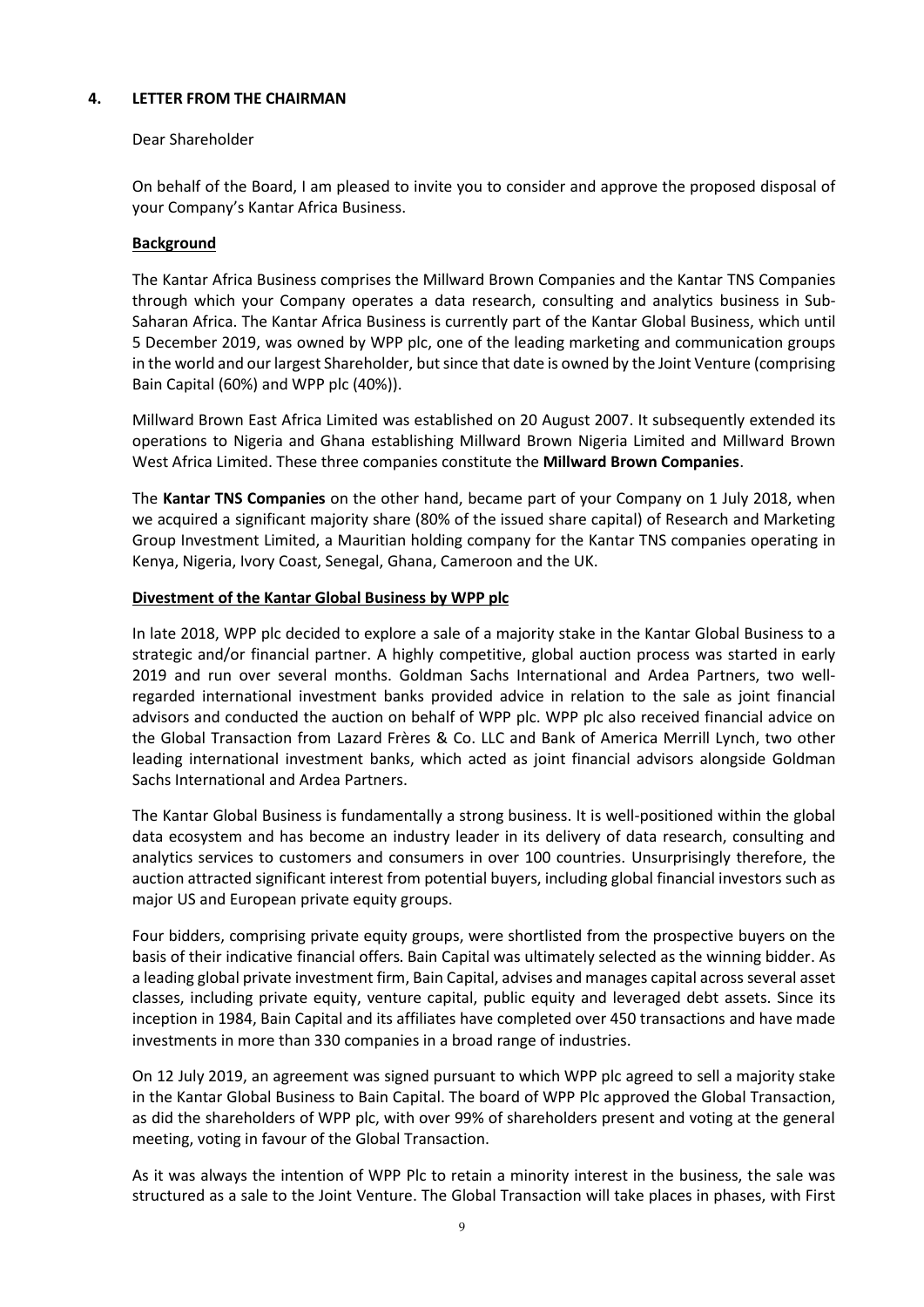## 4. LETTER FROM THE CHAIRMAN

Dear Shareholder

On behalf of the Board, I am pleased to invite you to consider and approve the proposed disposal of your Company's Kantar Africa Business.

**Background**

The Kantar Africa Business comprises the Millward Brown Companies and the Kantar TNS Companies through which your Company operates a data research, consulting and analytics business in Sub-Saharan Africa. The Kantar Africa Business is currently part of the Kantar Global Business, which until 5 December 2019, was owned by WPP plc, one of the leading marketing and communication groups in the world and our largest Shareholder, but since that date is owned by the Joint Venture (comprising Bain Capital (60%) and WPP plc (40%)).

Millward Brown East Africa Limited was established on 20 August 2007. It subsequently extended its operations to Nigeria and Ghana establishing Millward Brown Nigeria Limited and Millward Brown West Africa Limited. These three companies constitute the **Millward Brown Companies**.

The **Kantar TNS Companies** on the other hand, became part of your Company on 1 July 2018, when we acquired a significant majority share (80% of the issued share capital) of Research and Marketing Group Investment Limited, a Mauritian holding company for the Kantar TNS companies operating in Kenya, Nigeria, Ivory Coast, Senegal, Ghana, Cameroon and the UK.

**Divestment of the Kantar Global Business by WPP plc**

In late 2018, WPP plc decided to explore a sale of a majority stake in the Kantar Global Business to a strategic and/or financial partner. A highly competitive, global auction process was started in early 2019 and run over several months. Goldman Sachs International and Ardea Partners, two well-regarded international investment banks provided advice in relation to the sale as joint financial advisors and conducted the auction on behalf of WPP plc. WPP plc also received financial advice on the Global Transaction from Lazard Frères & Co. LLC and Bank of America Merrill Lynch, two other leading international investment banks, which acted as joint financial advisors alongside Goldman Sachs International and Ardea Partners.

The Kantar Global Business is fundamentally a strong business. It is well-positioned within the global data ecosystem and has become an industry leader in its delivery of data research, consulting and analytics services to customers and consumers in over 100 countries. Unsurprisingly therefore, the auction attracted significant interest from potential buyers, including global financial investors such as major US and European private equity groups.

Four bidders, comprising private equity groups, were shortlisted from the prospective buyers on the basis of their indicative financial offers. Bain Capital was ultimately selected as the winning bidder. As a leading global private investment firm, Bain Capital, advises and manages capital across several asset classes, including private equity, venture capital, public equity and leveraged debt assets. Since its inception in 1984, Bain Capital and its affiliates have completed over 450 transactions and have made investments in more than 330 companies in a broad range of industries.

On 12 July 2019, an agreement was signed pursuant to which WPP plc agreed to sell a majority stake in the Kantar Global Business to Bain Capital. The board of WPP Plc approved the Global Transaction, as did the shareholders of WPP plc, with over 99% of shareholders present and voting at the general meeting, voting in favour of the Global Transaction.

As it was always the intention of WPP Plc to retain a minority interest in the business, the sale was structured as a sale to the Joint Venture. The Global Transaction will take places in phases, with First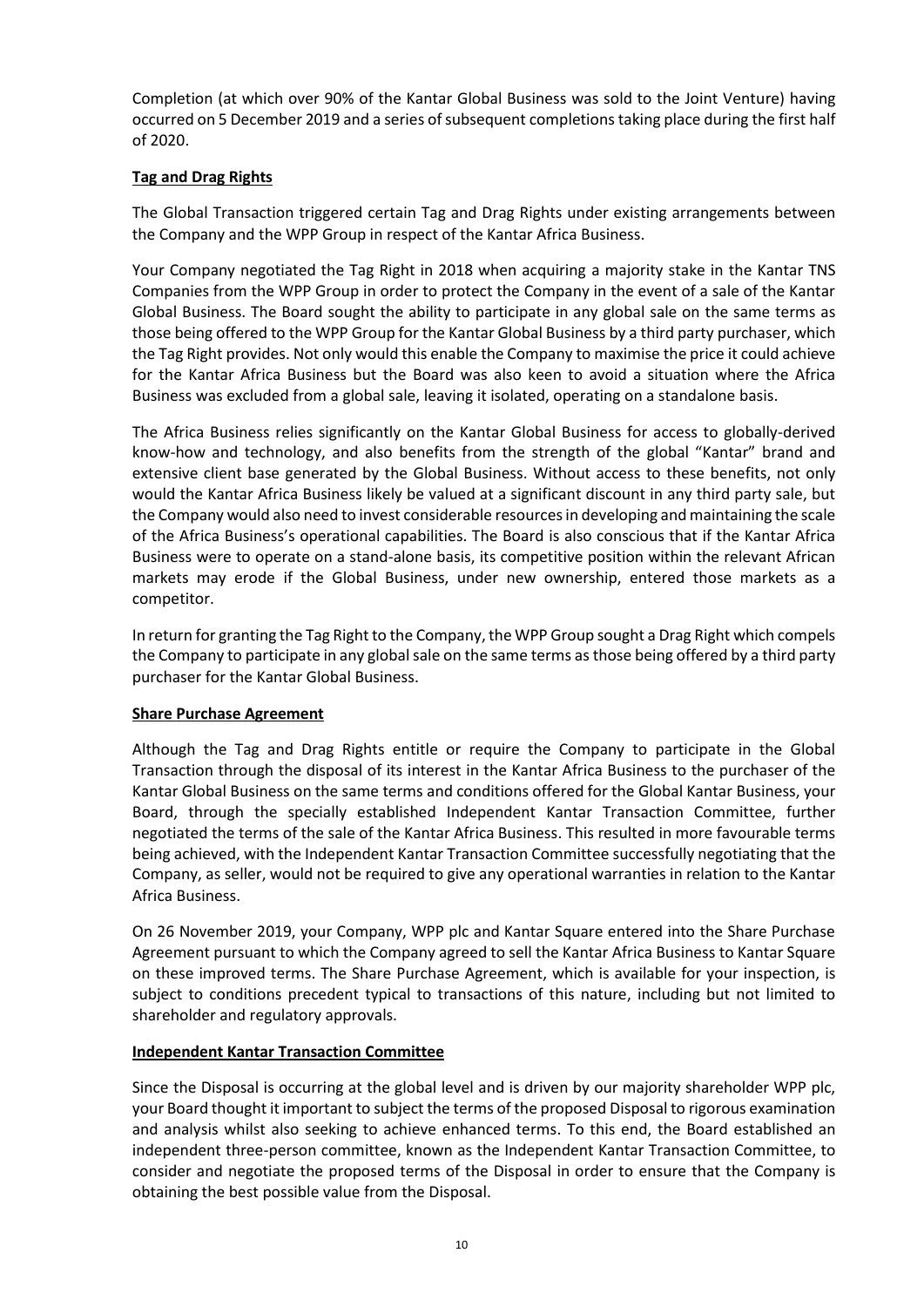Completion (at which over 90% of the Kantar Global Business was sold to the Joint Venture) having occurred on 5 December 2019 and a series of subsequent completions taking place during the first half of 2020.

**Tag and Drag Rights**

The Global Transaction triggered certain Tag and Drag Rights under existing arrangements between the Company and the WPP Group in respect of the Kantar Africa Business.

Your Company negotiated the Tag Right in 2018 when acquiring a majority stake in the Kantar TNS Companies from the WPP Group in order to protect the Company in the event of a sale of the Kantar Global Business. The Board sought the ability to participate in any global sale on the same terms as those being offered to the WPP Group for the Kantar Global Business by a third party purchaser, which the Tag Right provides. Not only would this enable the Company to maximise the price it could achieve for the Kantar Africa Business but the Board was also keen to avoid a situation where the Africa Business was excluded from a global sale, leaving it isolated, operating on a standalone basis.

The Africa Business relies significantly on the Kantar Global Business for access to globally-derived know-how and technology, and also benefits from the strength of the global "Kantar" brand and extensive client base generated by the Global Business. Without access to these benefits, not only would the Kantar Africa Business likely be valued at a significant discount in any third party sale, but the Company would also need to invest considerable resources in developing and maintaining the scale of the Africa Business's operational capabilities. The Board is also conscious that if the Kantar Africa Business were to operate on a stand-alone basis, its competitive position within the relevant African markets may erode if the Global Business, under new ownership, entered those markets as a competitor.

In return for granting the Tag Right to the Company, the WPP Group sought a Drag Right which compels the Company to participate in any global sale on the same terms as those being offered by a third party purchaser for the Kantar Global Business.

**Share Purchase Agreement**

Although the Tag and Drag Rights entitle or require the Company to participate in the Global Transaction through the disposal of its interest in the Kantar Africa Business to the purchaser of the Kantar Global Business on the same terms and conditions offered for the Global Kantar Business, your Board, through the specially established Independent Kantar Transaction Committee, further negotiated the terms of the sale of the Kantar Africa Business. This resulted in more favourable terms being achieved, with the Independent Kantar Transaction Committee successfully negotiating that the Company, as seller, would not be required to give any operational warranties in relation to the Kantar Africa Business.

On 26 November 2019, your Company, WPP plc and Kantar Square entered into the Share Purchase Agreement pursuant to which the Company agreed to sell the Kantar Africa Business to Kantar Square on these improved terms. The Share Purchase Agreement, which is available for your inspection, is subject to conditions precedent typical to transactions of this nature, including but not limited to shareholder and regulatory approvals.

**Independent Kantar Transaction Committee**

Since the Disposal is occurring at the global level and is driven by our majority shareholder WPP plc, your Board thought it important to subject the terms of the proposed Disposal to rigorous examination and analysis whilst also seeking to achieve enhanced terms. To this end, the Board established an independent three-person committee, known as the Independent Kantar Transaction Committee, to consider and negotiate the proposed terms of the Disposal in order to ensure that the Company is obtaining the best possible value from the Disposal.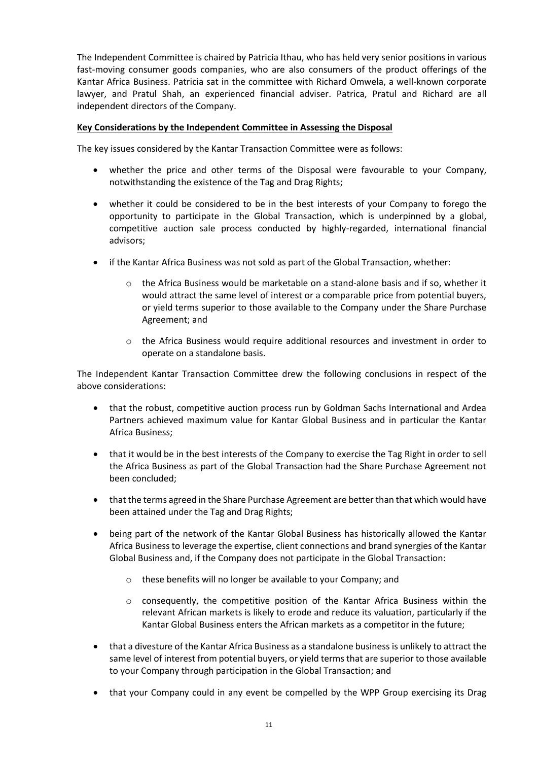The Independent Committee is chaired by Patricia Ithau, who has held very senior positions in various fast-moving consumer goods companies, who are also consumers of the product offerings of the Kantar Africa Business. Patricia sat in the committee with Richard Omwela, a well-known corporate lawyer, and Pratul Shah, an experienced financial adviser. Patrica, Pratul and Richard are all independent directors of the Company.

**Key Considerations by the Independent Committee in Assessing the Disposal**

The key issues considered by the Kantar Transaction Committee were as follows:

- whether the price and other terms of the Disposal were favourable to your Company, notwithstanding the existence of the Tag and Drag Rights;
- whether it could be considered to be in the best interests of your Company to forego the opportunity to participate in the Global Transaction, which is underpinned by a global, competitive auction sale process conducted by highly-regarded, international financial advisors;
- if the Kantar Africa Business was not sold as part of the Global Transaction, whether:
    - the Africa Business would be marketable on a stand-alone basis and if so, whether it would attract the same level of interest or a comparable price from potential buyers, or yield terms superior to those available to the Company under the Share Purchase Agreement; and
    - the Africa Business would require additional resources and investment in order to operate on a standalone basis.

The Independent Kantar Transaction Committee drew the following conclusions in respect of the above considerations:

- that the robust, competitive auction process run by Goldman Sachs International and Ardea Partners achieved maximum value for Kantar Global Business and in particular the Kantar Africa Business;
- that it would be in the best interests of the Company to exercise the Tag Right in order to sell the Africa Business as part of the Global Transaction had the Share Purchase Agreement not been concluded;
- that the terms agreed in the Share Purchase Agreement are better than that which would have been attained under the Tag and Drag Rights;
- being part of the network of the Kantar Global Business has historically allowed the Kantar Africa Business to leverage the expertise, client connections and brand synergies of the Kantar Global Business and, if the Company does not participate in the Global Transaction:
    - these benefits will no longer be available to your Company; and
    - consequently, the competitive position of the Kantar Africa Business within the relevant African markets is likely to erode and reduce its valuation, particularly if the Kantar Global Business enters the African markets as a competitor in the future;
- that a divesture of the Kantar Africa Business as a standalone business is unlikely to attract the same level of interest from potential buyers, or yield terms that are superior to those available to your Company through participation in the Global Transaction; and
- that your Company could in any event be compelled by the WPP Group exercising its Drag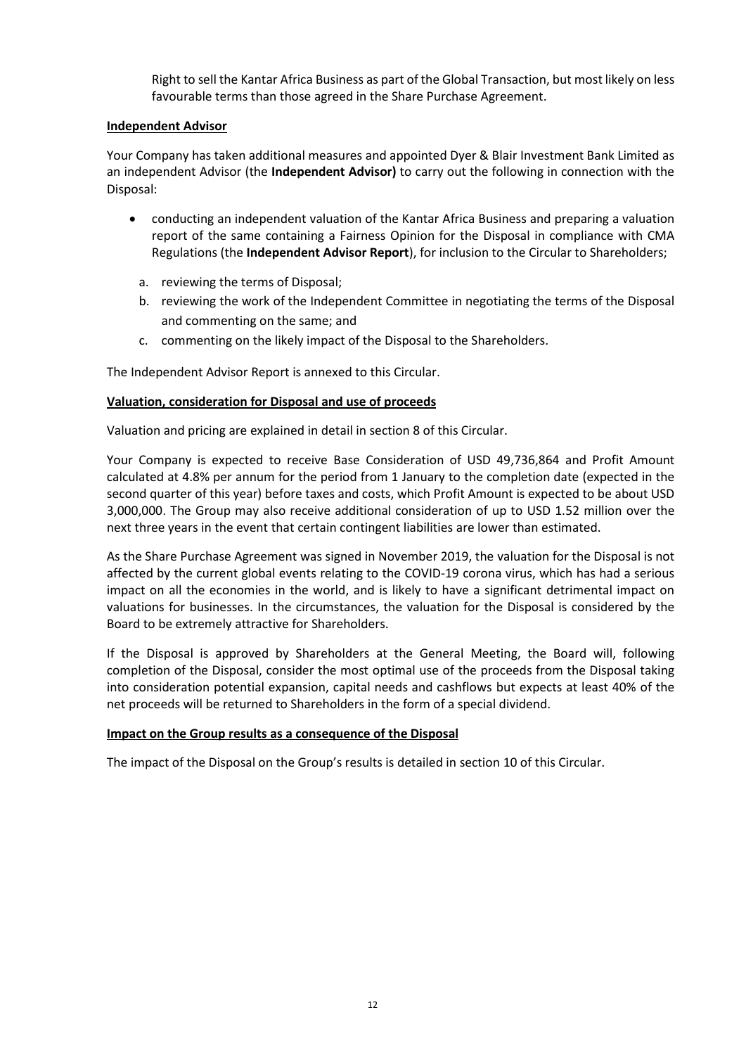Right to sell the Kantar Africa Business as part of the Global Transaction, but most likely on less favourable terms than those agreed in the Share Purchase Agreement.

**Independent Advisor**

Your Company has taken additional measures and appointed Dyer & Blair Investment Bank Limited as an independent Advisor (the **Independent Advisor)** to carry out the following in connection with the Disposal:

- conducting an independent valuation of the Kantar Africa Business and preparing a valuation report of the same containing a Fairness Opinion for the Disposal in compliance with CMA Regulations (the **Independent Advisor Report**), for inclusion to the Circular to Shareholders;
   a. reviewing the terms of Disposal;
   b. reviewing the work of the Independent Committee in negotiating the terms of the Disposal and commenting on the same; and
   c. commenting on the likely impact of the Disposal to the Shareholders.

The Independent Advisor Report is annexed to this Circular.

**Valuation, consideration for Disposal and use of proceeds**

Valuation and pricing are explained in detail in section 8 of this Circular.

Your Company is expected to receive Base Consideration of USD 49,736,864 and Profit Amount calculated at 4.8% per annum for the period from 1 January to the completion date (expected in the second quarter of this year) before taxes and costs, which Profit Amount is expected to be about USD 3,000,000. The Group may also receive additional consideration of up to USD 1.52 million over the next three years in the event that certain contingent liabilities are lower than estimated.

As the Share Purchase Agreement was signed in November 2019, the valuation for the Disposal is not affected by the current global events relating to the COVID-19 corona virus, which has had a serious impact on all the economies in the world, and is likely to have a significant detrimental impact on valuations for businesses. In the circumstances, the valuation for the Disposal is considered by the Board to be extremely attractive for Shareholders.

If the Disposal is approved by Shareholders at the General Meeting, the Board will, following completion of the Disposal, consider the most optimal use of the proceeds from the Disposal taking into consideration potential expansion, capital needs and cashflows but expects at least 40% of the net proceeds will be returned to Shareholders in the form of a special dividend.

**Impact on the Group results as a consequence of the Disposal**

The impact of the Disposal on the Group's results is detailed in section 10 of this Circular.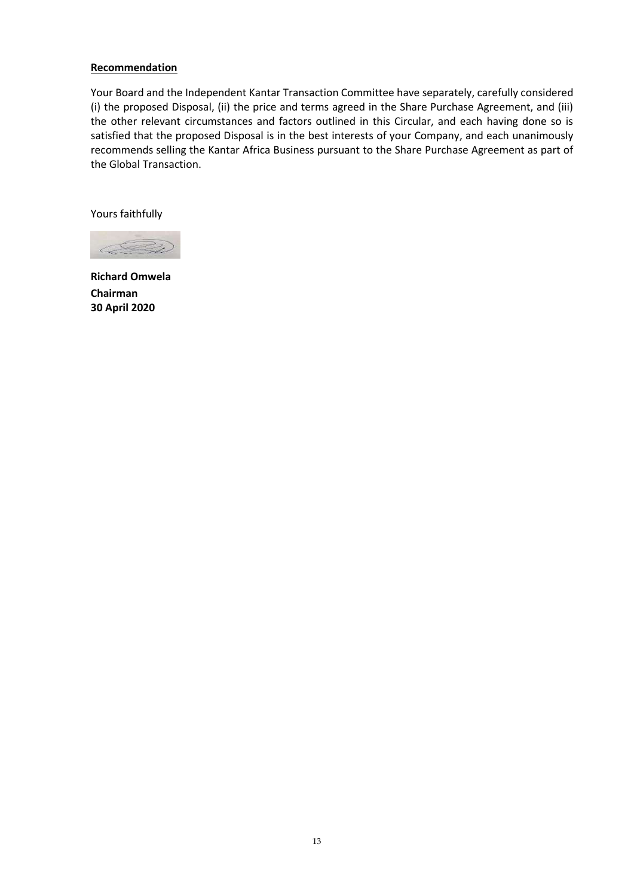**Recommendation**

Your Board and the Independent Kantar Transaction Committee have separately, carefully considered (i) the proposed Disposal, (ii) the price and terms agreed in the Share Purchase Agreement, and (iii) the other relevant circumstances and factors outlined in this Circular, and each having done so is satisfied that the proposed Disposal is in the best interests of your Company, and each unanimously recommends selling the Kantar Africa Business pursuant to the Share Purchase Agreement as part of the Global Transaction.

Yours faithfully

**Richard Omwela**
**Chairman**
**30 April 2020**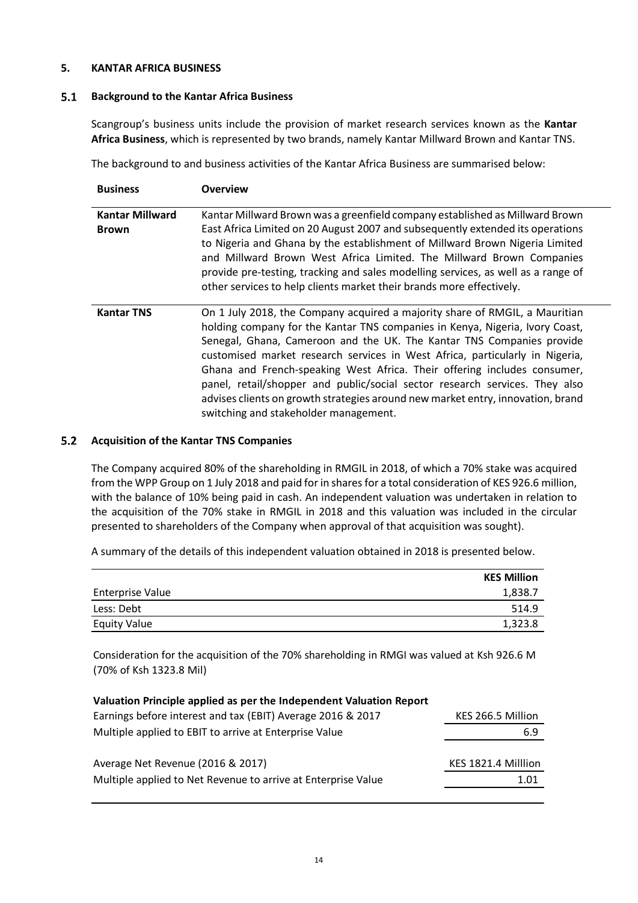## 5. KANTAR AFRICA BUSINESS

### 5.1 Background to the Kantar Africa Business

Scangroup's business units include the provision of market research services known as the **Kantar Africa Business**, which is represented by two brands, namely Kantar Millward Brown and Kantar TNS.

The background to and business activities of the Kantar Africa Business are summarised below:

| Business | Overview |
|---|---|
| **Kantar Millward Brown** | Kantar Millward Brown was a greenfield company established as Millward Brown East Africa Limited on 20 August 2007 and subsequently extended its operations to Nigeria and Ghana by the establishment of Millward Brown Nigeria Limited and Millward Brown West Africa Limited. The Millward Brown Companies provide pre-testing, tracking and sales modelling services, as well as a range of other services to help clients market their brands more effectively. |
| **Kantar TNS** | On 1 July 2018, the Company acquired a majority share of RMGIL, a Mauritian holding company for the Kantar TNS companies in Kenya, Nigeria, Ivory Coast, Senegal, Ghana, Cameroon and the UK. The Kantar TNS Companies provide customised market research services in West Africa, particularly in Nigeria, Ghana and French-speaking West Africa. Their offering includes consumer, panel, retail/shopper and public/social sector research services. They also advises clients on growth strategies around new market entry, innovation, brand switching and stakeholder management. |

### 5.2 Acquisition of the Kantar TNS Companies

The Company acquired 80% of the shareholding in RMGIL in 2018, of which a 70% stake was acquired from the WPP Group on 1 July 2018 and paid for in shares for a total consideration of KES 926.6 million, with the balance of 10% being paid in cash. An independent valuation was undertaken in relation to the acquisition of the 70% stake in RMGIL in 2018 and this valuation was included in the circular presented to shareholders of the Company when approval of that acquisition was sought).

A summary of the details of this independent valuation obtained in 2018 is presented below.

| | KES Million |
|---|---|
| Enterprise Value | 1,838.7 |
| Less: Debt | 514.9 |
| Equity Value | 1,323.8 |

Consideration for the acquisition of the 70% shareholding in RMGI was valued at Ksh 926.6 M (70% of Ksh 1323.8 Mil)

| **Valuation Principle applied as per the Independent Valuation Report** | |
|---|---|
| Earnings before interest and tax (EBIT) Average 2016 & 2017 | KES 266.5 Million |
| Multiple applied to EBIT to arrive at Enterprise Value | 6.9 |
| Average Net Revenue (2016 & 2017) | KES 1821.4 Milllion |
| Multiple applied to Net Revenue to arrive at Enterprise Value | 1.01 |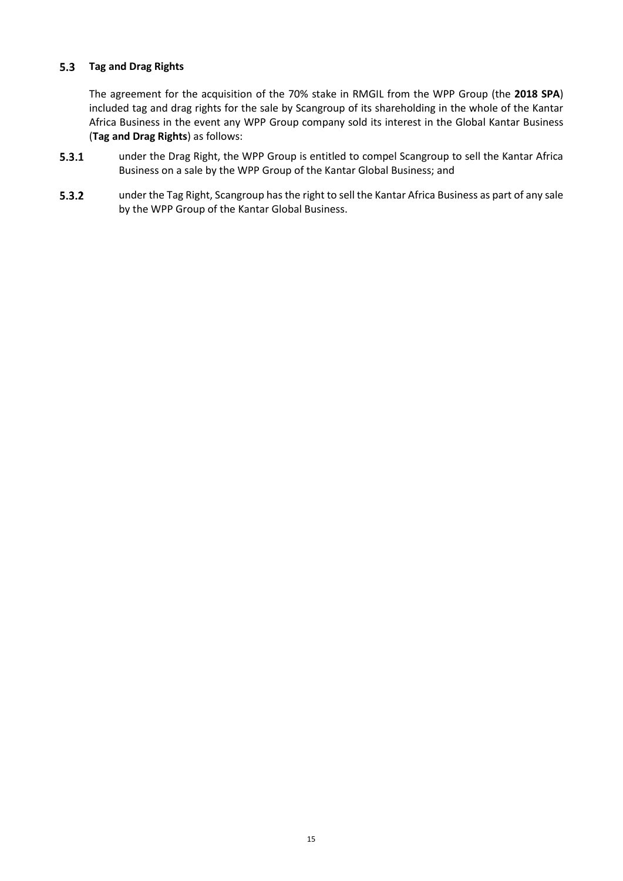## 5.3 Tag and Drag Rights

The agreement for the acquisition of the 70% stake in RMGIL from the WPP Group (the **2018 SPA**) included tag and drag rights for the sale by Scangroup of its shareholding in the whole of the Kantar Africa Business in the event any WPP Group company sold its interest in the Global Kantar Business (**Tag and Drag Rights**) as follows:

**5.3.1** under the Drag Right, the WPP Group is entitled to compel Scangroup to sell the Kantar Africa Business on a sale by the WPP Group of the Kantar Global Business; and

**5.3.2** under the Tag Right, Scangroup has the right to sell the Kantar Africa Business as part of any sale by the WPP Group of the Kantar Global Business.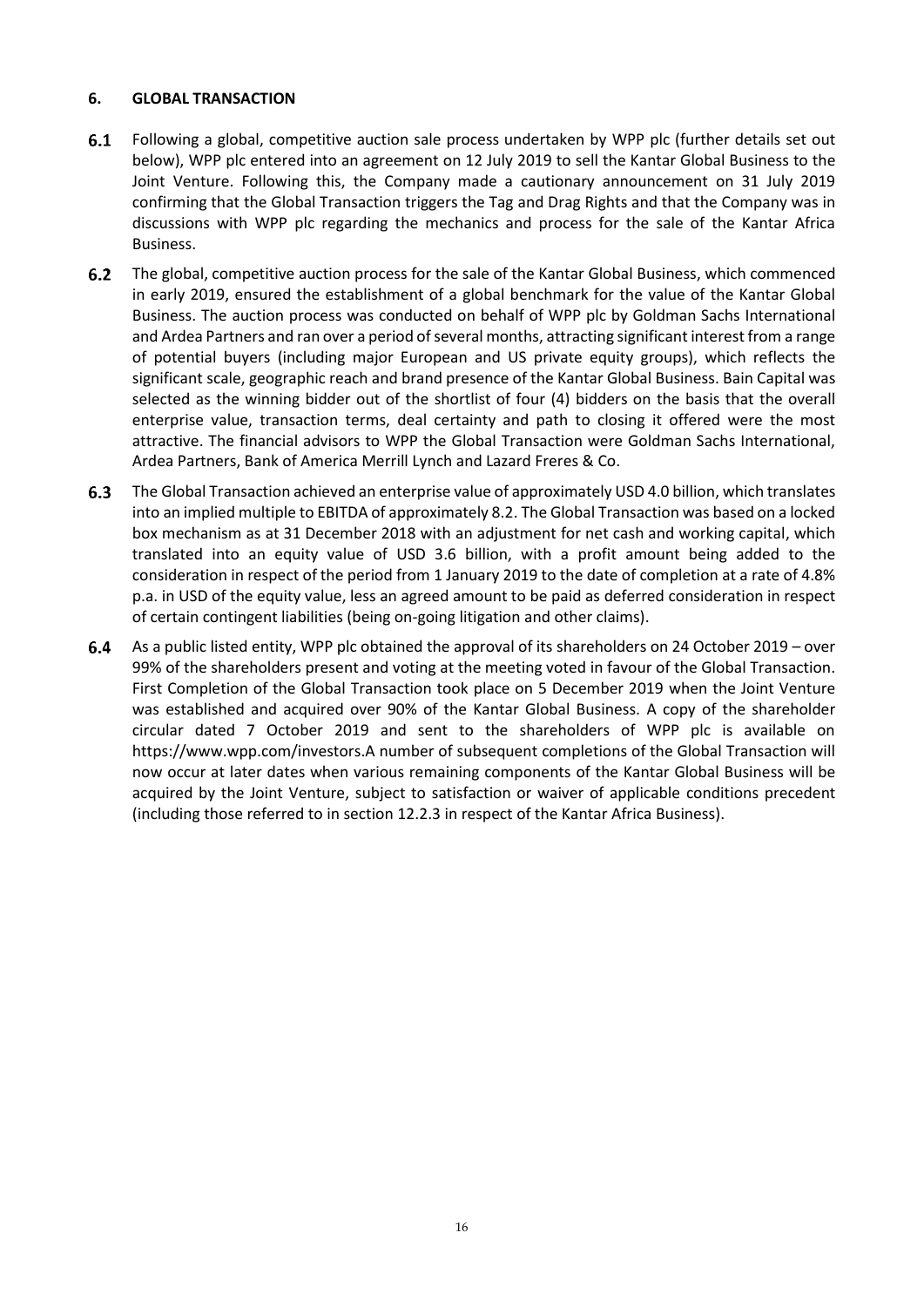## 6. GLOBAL TRANSACTION

**6.1** Following a global, competitive auction sale process undertaken by WPP plc (further details set out below), WPP plc entered into an agreement on 12 July 2019 to sell the Kantar Global Business to the Joint Venture. Following this, the Company made a cautionary announcement on 31 July 2019 confirming that the Global Transaction triggers the Tag and Drag Rights and that the Company was in discussions with WPP plc regarding the mechanics and process for the sale of the Kantar Africa Business.

**6.2** The global, competitive auction process for the sale of the Kantar Global Business, which commenced in early 2019, ensured the establishment of a global benchmark for the value of the Kantar Global Business. The auction process was conducted on behalf of WPP plc by Goldman Sachs International and Ardea Partners and ran over a period of several months, attracting significant interest from a range of potential buyers (including major European and US private equity groups), which reflects the significant scale, geographic reach and brand presence of the Kantar Global Business. Bain Capital was selected as the winning bidder out of the shortlist of four (4) bidders on the basis that the overall enterprise value, transaction terms, deal certainty and path to closing it offered were the most attractive. The financial advisors to WPP the Global Transaction were Goldman Sachs International, Ardea Partners, Bank of America Merrill Lynch and Lazard Freres & Co.

**6.3** The Global Transaction achieved an enterprise value of approximately USD 4.0 billion, which translates into an implied multiple to EBITDA of approximately 8.2. The Global Transaction was based on a locked box mechanism as at 31 December 2018 with an adjustment for net cash and working capital, which translated into an equity value of USD 3.6 billion, with a profit amount being added to the consideration in respect of the period from 1 January 2019 to the date of completion at a rate of 4.8% p.a. in USD of the equity value, less an agreed amount to be paid as deferred consideration in respect of certain contingent liabilities (being on-going litigation and other claims).

**6.4** As a public listed entity, WPP plc obtained the approval of its shareholders on 24 October 2019 – over 99% of the shareholders present and voting at the meeting voted in favour of the Global Transaction. First Completion of the Global Transaction took place on 5 December 2019 when the Joint Venture was established and acquired over 90% of the Kantar Global Business. A copy of the shareholder circular dated 7 October 2019 and sent to the shareholders of WPP plc is available on https://www.wpp.com/investors.A number of subsequent completions of the Global Transaction will now occur at later dates when various remaining components of the Kantar Global Business will be acquired by the Joint Venture, subject to satisfaction or waiver of applicable conditions precedent (including those referred to in section 12.2.3 in respect of the Kantar Africa Business).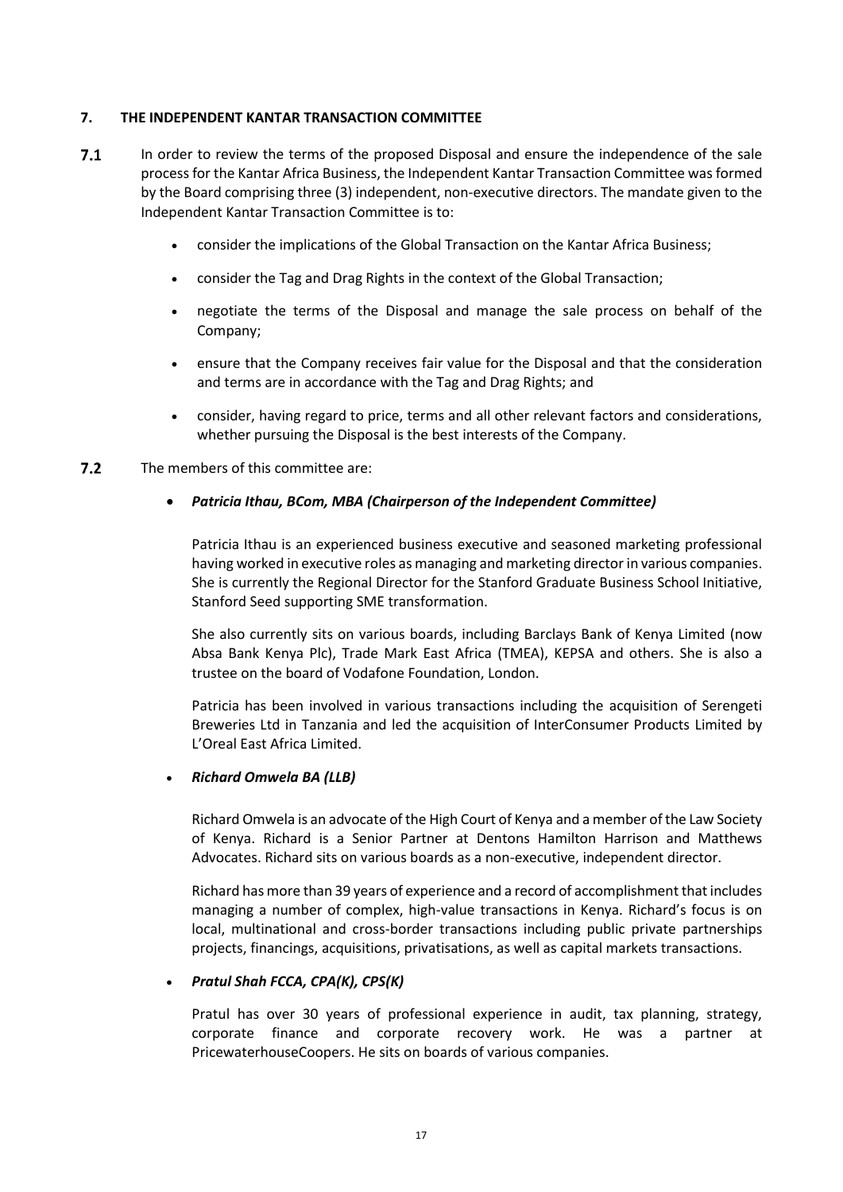## 7. THE INDEPENDENT KANTAR TRANSACTION COMMITTEE

**7.1** In order to review the terms of the proposed Disposal and ensure the independence of the sale process for the Kantar Africa Business, the Independent Kantar Transaction Committee was formed by the Board comprising three (3) independent, non-executive directors. The mandate given to the Independent Kantar Transaction Committee is to:

- consider the implications of the Global Transaction on the Kantar Africa Business;
- consider the Tag and Drag Rights in the context of the Global Transaction;
- negotiate the terms of the Disposal and manage the sale process on behalf of the Company;
- ensure that the Company receives fair value for the Disposal and that the consideration and terms are in accordance with the Tag and Drag Rights; and
- consider, having regard to price, terms and all other relevant factors and considerations, whether pursuing the Disposal is the best interests of the Company.

**7.2** The members of this committee are:

- ***Patricia Ithau, BCom, MBA (Chairperson of the Independent Committee)***

  Patricia Ithau is an experienced business executive and seasoned marketing professional having worked in executive roles as managing and marketing director in various companies. She is currently the Regional Director for the Stanford Graduate Business School Initiative, Stanford Seed supporting SME transformation.

  She also currently sits on various boards, including Barclays Bank of Kenya Limited (now Absa Bank Kenya Plc), Trade Mark East Africa (TMEA), KEPSA and others. She is also a trustee on the board of Vodafone Foundation, London.

  Patricia has been involved in various transactions including the acquisition of Serengeti Breweries Ltd in Tanzania and led the acquisition of InterConsumer Products Limited by L'Oreal East Africa Limited.

- ***Richard Omwela BA (LLB)***

  Richard Omwela is an advocate of the High Court of Kenya and a member of the Law Society of Kenya. Richard is a Senior Partner at Dentons Hamilton Harrison and Matthews Advocates. Richard sits on various boards as a non-executive, independent director.

  Richard has more than 39 years of experience and a record of accomplishment that includes managing a number of complex, high-value transactions in Kenya. Richard's focus is on local, multinational and cross-border transactions including public private partnerships projects, financings, acquisitions, privatisations, as well as capital markets transactions.

- ***Pratul Shah FCCA, CPA(K), CPS(K)***

  Pratul has over 30 years of professional experience in audit, tax planning, strategy, corporate finance and corporate recovery work. He was a partner at PricewaterhouseCoopers. He sits on boards of various companies.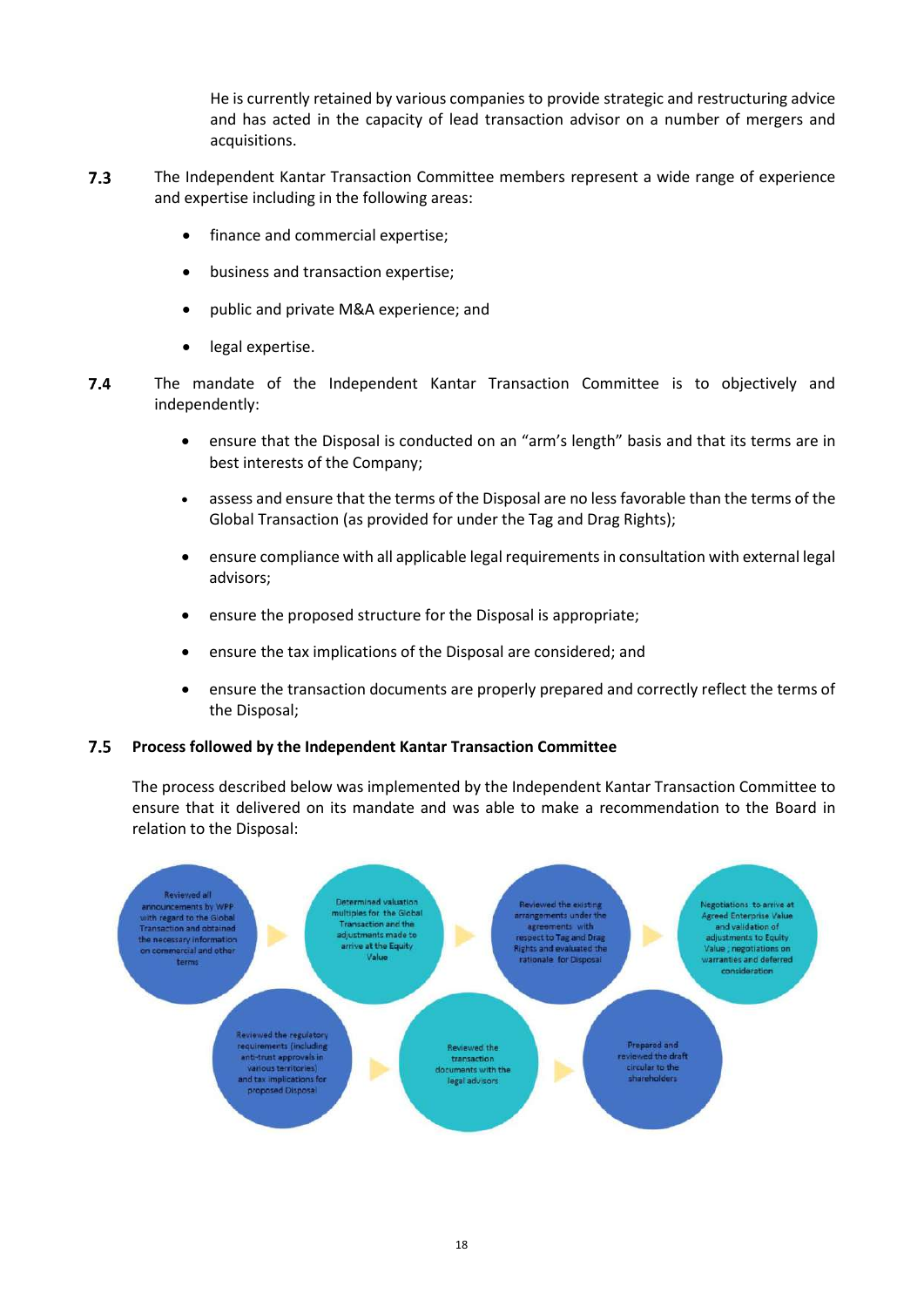He is currently retained by various companies to provide strategic and restructuring advice and has acted in the capacity of lead transaction advisor on a number of mergers and acquisitions.

**7.3** The Independent Kantar Transaction Committee members represent a wide range of experience and expertise including in the following areas:

- finance and commercial expertise;
- business and transaction expertise;
- public and private M&A experience; and
- legal expertise.

**7.4** The mandate of the Independent Kantar Transaction Committee is to objectively and independently:

- ensure that the Disposal is conducted on an "arm's length" basis and that its terms are in best interests of the Company;
- assess and ensure that the terms of the Disposal are no less favorable than the terms of the Global Transaction (as provided for under the Tag and Drag Rights);
- ensure compliance with all applicable legal requirements in consultation with external legal advisors;
- ensure the proposed structure for the Disposal is appropriate;
- ensure the tax implications of the Disposal are considered; and
- ensure the transaction documents are properly prepared and correctly reflect the terms of the Disposal;

## 7.5 Process followed by the Independent Kantar Transaction Committee

The process described below was implemented by the Independent Kantar Transaction Committee to ensure that it delivered on its mandate and was able to make a recommendation to the Board in relation to the Disposal:

Reviewed all announcements by WPP with regard to the Global Transaction and obtained the necessary information on commercial and other terms → Determined valuation multiples for the Global Transaction and the adjustments made to arrive at the Equity Value → Reviewed the existing arrangements under the agreements with respect to Tag and Drag Rights and evaluated the rationale for Disposal → Negotiations to arrive at Agreed Enterprise Value and validation of adjustments to Equity Value ; negotiations on warranties and deferred consideration

Reviewed the regulatory requirements (including anti-trust approvals in various territories) and tax implications for proposed Disposal → Reviewed the transaction documents with the legal advisors → Prepared and reviewed the draft circular to the shareholders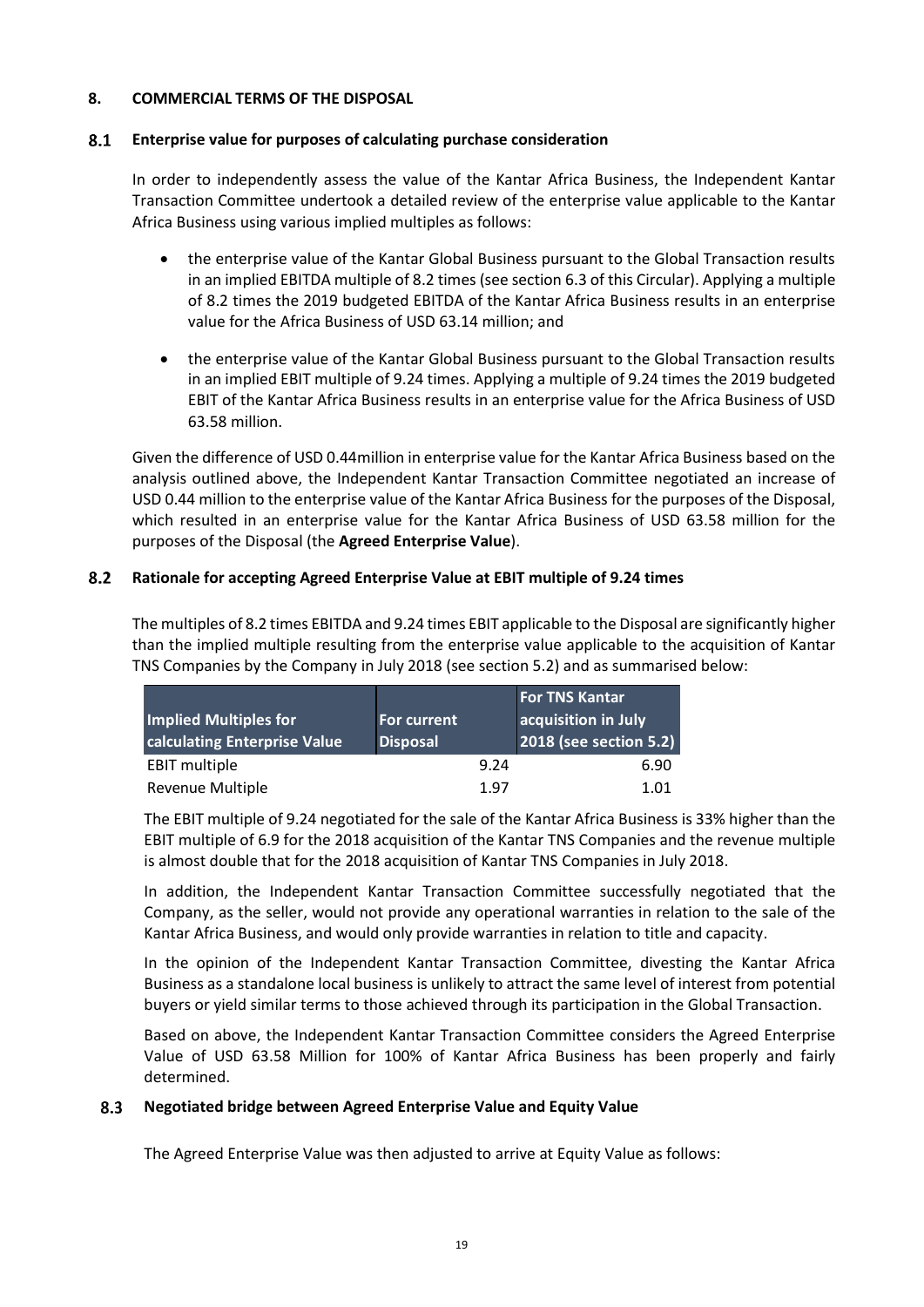## 8. COMMERCIAL TERMS OF THE DISPOSAL

### 8.1 Enterprise value for purposes of calculating purchase consideration

In order to independently assess the value of the Kantar Africa Business, the Independent Kantar Transaction Committee undertook a detailed review of the enterprise value applicable to the Kantar Africa Business using various implied multiples as follows:

- the enterprise value of the Kantar Global Business pursuant to the Global Transaction results in an implied EBITDA multiple of 8.2 times (see section 6.3 of this Circular). Applying a multiple of 8.2 times the 2019 budgeted EBITDA of the Kantar Africa Business results in an enterprise value for the Africa Business of USD 63.14 million; and
- the enterprise value of the Kantar Global Business pursuant to the Global Transaction results in an implied EBIT multiple of 9.24 times. Applying a multiple of 9.24 times the 2019 budgeted EBIT of the Kantar Africa Business results in an enterprise value for the Africa Business of USD 63.58 million.

Given the difference of USD 0.44million in enterprise value for the Kantar Africa Business based on the analysis outlined above, the Independent Kantar Transaction Committee negotiated an increase of USD 0.44 million to the enterprise value of the Kantar Africa Business for the purposes of the Disposal, which resulted in an enterprise value for the Kantar Africa Business of USD 63.58 million for the purposes of the Disposal (the **Agreed Enterprise Value**).

### 8.2 Rationale for accepting Agreed Enterprise Value at EBIT multiple of 9.24 times

The multiples of 8.2 times EBITDA and 9.24 times EBIT applicable to the Disposal are significantly higher than the implied multiple resulting from the enterprise value applicable to the acquisition of Kantar TNS Companies by the Company in July 2018 (see section 5.2) and as summarised below:

| Implied Multiples for calculating Enterprise Value | For current Disposal | For TNS Kantar acquisition in July 2018 (see section 5.2) |
|---|---|---|
| EBIT multiple | 9.24 | 6.90 |
| Revenue Multiple | 1.97 | 1.01 |

The EBIT multiple of 9.24 negotiated for the sale of the Kantar Africa Business is 33% higher than the EBIT multiple of 6.9 for the 2018 acquisition of the Kantar TNS Companies and the revenue multiple is almost double that for the 2018 acquisition of Kantar TNS Companies in July 2018.

In addition, the Independent Kantar Transaction Committee successfully negotiated that the Company, as the seller, would not provide any operational warranties in relation to the sale of the Kantar Africa Business, and would only provide warranties in relation to title and capacity.

In the opinion of the Independent Kantar Transaction Committee, divesting the Kantar Africa Business as a standalone local business is unlikely to attract the same level of interest from potential buyers or yield similar terms to those achieved through its participation in the Global Transaction.

Based on above, the Independent Kantar Transaction Committee considers the Agreed Enterprise Value of USD 63.58 Million for 100% of Kantar Africa Business has been properly and fairly determined.

### 8.3 Negotiated bridge between Agreed Enterprise Value and Equity Value

The Agreed Enterprise Value was then adjusted to arrive at Equity Value as follows: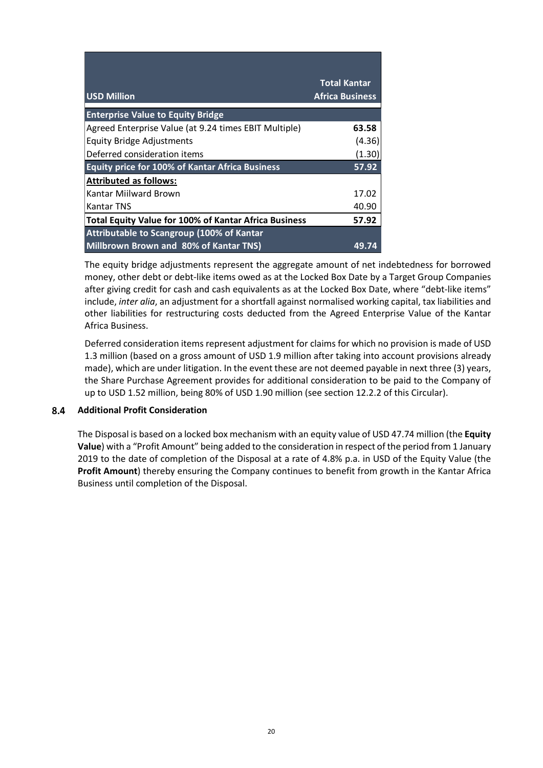| USD Million | Total Kantar Africa Business |
| --- | --- |
| **Enterprise Value to Equity Bridge** | |
| Agreed Enterprise Value (at 9.24 times EBIT Multiple) | **63.58** |
| Equity Bridge Adjustments | (4.36) |
| Deferred consideration items | (1.30) |
| **Equity price for 100% of Kantar Africa Business** | **57.92** |
| **Attributed as follows:** | |
| Kantar Miilward Brown | 17.02 |
| Kantar TNS | 40.90 |
| **Total Equity Value for 100% of Kantar Africa Business** | **57.92** |
| **Attributable to Scangroup (100% of Kantar Millbrown Brown and 80% of Kantar TNS)** | **49.74** |

The equity bridge adjustments represent the aggregate amount of net indebtedness for borrowed money, other debt or debt-like items owed as at the Locked Box Date by a Target Group Companies after giving credit for cash and cash equivalents as at the Locked Box Date, where "debt-like items" include, *inter alia*, an adjustment for a shortfall against normalised working capital, tax liabilities and other liabilities for restructuring costs deducted from the Agreed Enterprise Value of the Kantar Africa Business.

Deferred consideration items represent adjustment for claims for which no provision is made of USD 1.3 million (based on a gross amount of USD 1.9 million after taking into account provisions already made), which are under litigation. In the event these are not deemed payable in next three (3) years, the Share Purchase Agreement provides for additional consideration to be paid to the Company of up to USD 1.52 million, being 80% of USD 1.90 million (see section 12.2.2 of this Circular).

### 8.4 Additional Profit Consideration

The Disposal is based on a locked box mechanism with an equity value of USD 47.74 million (the **Equity Value**) with a "Profit Amount" being added to the consideration in respect of the period from 1 January 2019 to the date of completion of the Disposal at a rate of 4.8% p.a. in USD of the Equity Value (the **Profit Amount**) thereby ensuring the Company continues to benefit from growth in the Kantar Africa Business until completion of the Disposal.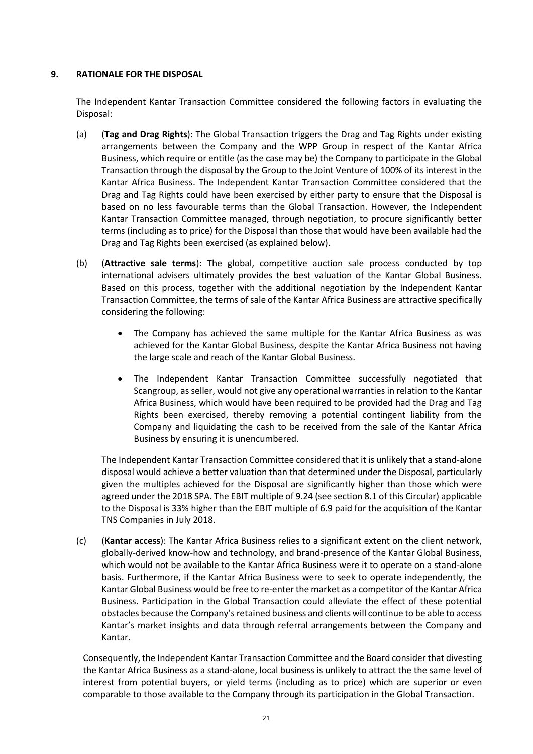## 9. RATIONALE FOR THE DISPOSAL

The Independent Kantar Transaction Committee considered the following factors in evaluating the Disposal:

(a) (**Tag and Drag Rights**): The Global Transaction triggers the Drag and Tag Rights under existing arrangements between the Company and the WPP Group in respect of the Kantar Africa Business, which require or entitle (as the case may be) the Company to participate in the Global Transaction through the disposal by the Group to the Joint Venture of 100% of its interest in the Kantar Africa Business. The Independent Kantar Transaction Committee considered that the Drag and Tag Rights could have been exercised by either party to ensure that the Disposal is based on no less favourable terms than the Global Transaction. However, the Independent Kantar Transaction Committee managed, through negotiation, to procure significantly better terms (including as to price) for the Disposal than those that would have been available had the Drag and Tag Rights been exercised (as explained below).

(b) (**Attractive sale terms**): The global, competitive auction sale process conducted by top international advisers ultimately provides the best valuation of the Kantar Global Business. Based on this process, together with the additional negotiation by the Independent Kantar Transaction Committee, the terms of sale of the Kantar Africa Business are attractive specifically considering the following:

- The Company has achieved the same multiple for the Kantar Africa Business as was achieved for the Kantar Global Business, despite the Kantar Africa Business not having the large scale and reach of the Kantar Global Business.
- The Independent Kantar Transaction Committee successfully negotiated that Scangroup, as seller, would not give any operational warranties in relation to the Kantar Africa Business, which would have been required to be provided had the Drag and Tag Rights been exercised, thereby removing a potential contingent liability from the Company and liquidating the cash to be received from the sale of the Kantar Africa Business by ensuring it is unencumbered.

The Independent Kantar Transaction Committee considered that it is unlikely that a stand-alone disposal would achieve a better valuation than that determined under the Disposal, particularly given the multiples achieved for the Disposal are significantly higher than those which were agreed under the 2018 SPA. The EBIT multiple of 9.24 (see section 8.1 of this Circular) applicable to the Disposal is 33% higher than the EBIT multiple of 6.9 paid for the acquisition of the Kantar TNS Companies in July 2018.

(c) (**Kantar access**): The Kantar Africa Business relies to a significant extent on the client network, globally-derived know-how and technology, and brand-presence of the Kantar Global Business, which would not be available to the Kantar Africa Business were it to operate on a stand-alone basis. Furthermore, if the Kantar Africa Business were to seek to operate independently, the Kantar Global Business would be free to re-enter the market as a competitor of the Kantar Africa Business. Participation in the Global Transaction could alleviate the effect of these potential obstacles because the Company's retained business and clients will continue to be able to access Kantar's market insights and data through referral arrangements between the Company and Kantar.

Consequently, the Independent Kantar Transaction Committee and the Board consider that divesting the Kantar Africa Business as a stand-alone, local business is unlikely to attract the the same level of interest from potential buyers, or yield terms (including as to price) which are superior or even comparable to those available to the Company through its participation in the Global Transaction.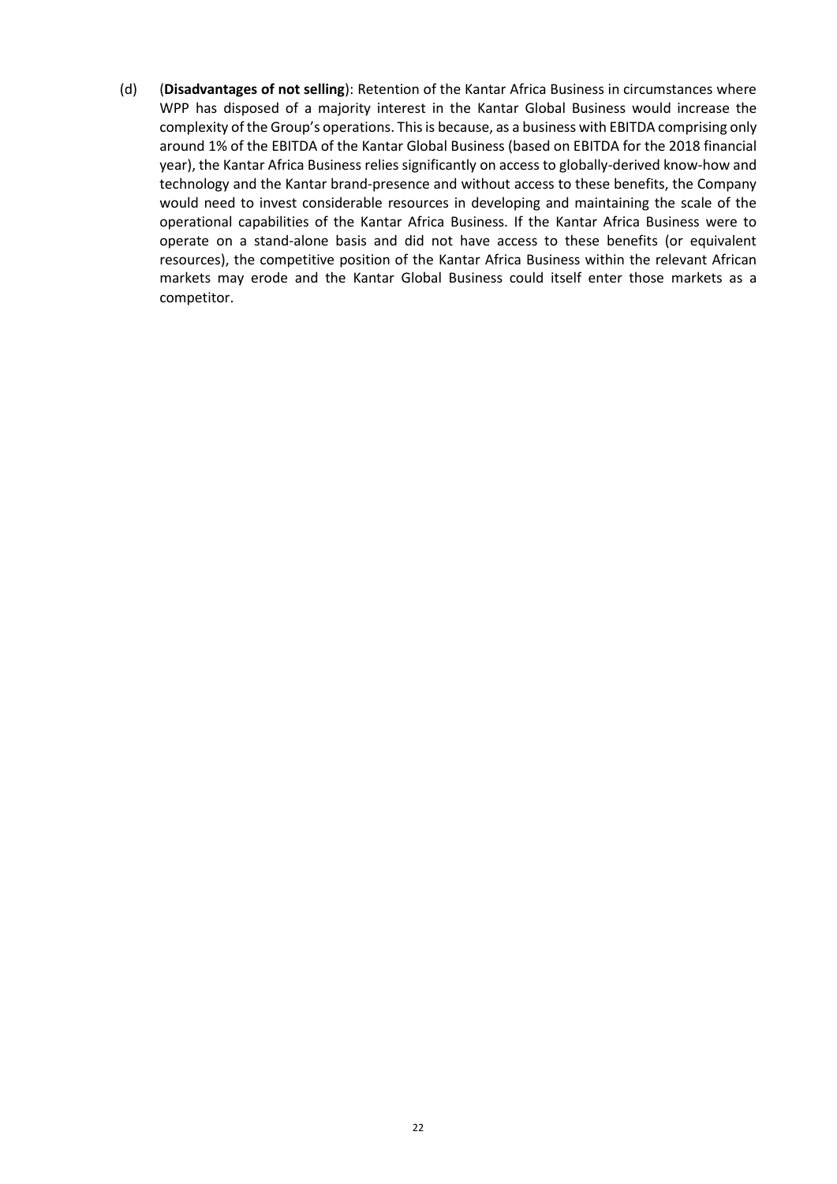(d) (**Disadvantages of not selling**): Retention of the Kantar Africa Business in circumstances where WPP has disposed of a majority interest in the Kantar Global Business would increase the complexity of the Group's operations. This is because, as a business with EBITDA comprising only around 1% of the EBITDA of the Kantar Global Business (based on EBITDA for the 2018 financial year), the Kantar Africa Business relies significantly on access to globally-derived know-how and technology and the Kantar brand-presence and without access to these benefits, the Company would need to invest considerable resources in developing and maintaining the scale of the operational capabilities of the Kantar Africa Business. If the Kantar Africa Business were to operate on a stand-alone basis and did not have access to these benefits (or equivalent resources), the competitive position of the Kantar Africa Business within the relevant African markets may erode and the Kantar Global Business could itself enter those markets as a competitor.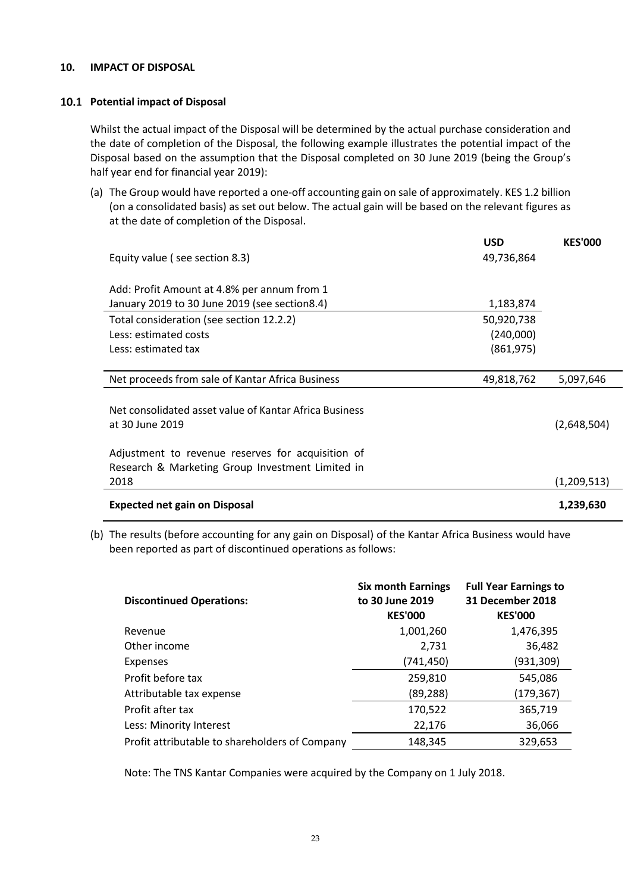## 10. IMPACT OF DISPOSAL

### 10.1 Potential impact of Disposal

Whilst the actual impact of the Disposal will be determined by the actual purchase consideration and the date of completion of the Disposal, the following example illustrates the potential impact of the Disposal based on the assumption that the Disposal completed on 30 June 2019 (being the Group's half year end for financial year 2019):

(a) The Group would have reported a one-off accounting gain on sale of approximately. KES 1.2 billion (on a consolidated basis) as set out below. The actual gain will be based on the relevant figures as at the date of completion of the Disposal.

| | USD | KES'000 |
|---|---|---|
| Equity value ( see section 8.3) | 49,736,864 | |
| Add: Profit Amount at 4.8% per annum from 1 January 2019 to 30 June 2019 (see section8.4) | 1,183,874 | |
| Total consideration (see section 12.2.2) | 50,920,738 | |
| Less: estimated costs | (240,000) | |
| Less: estimated tax | (861,975) | |
| Net proceeds from sale of Kantar Africa Business | 49,818,762 | 5,097,646 |
| Net consolidated asset value of Kantar Africa Business at 30 June 2019 | | (2,648,504) |
| Adjustment to revenue reserves for acquisition of Research & Marketing Group Investment Limited in 2018 | | (1,209,513) |
| **Expected net gain on Disposal** | | **1,239,630** |

(b) The results (before accounting for any gain on Disposal) of the Kantar Africa Business would have been reported as part of discontinued operations as follows:

| Discontinued Operations: | Six month Earnings to 30 June 2019 KES'000 | Full Year Earnings to 31 December 2018 KES'000 |
|---|---|---|
| Revenue | 1,001,260 | 1,476,395 |
| Other income | 2,731 | 36,482 |
| Expenses | (741,450) | (931,309) |
| Profit before tax | 259,810 | 545,086 |
| Attributable tax expense | (89,288) | (179,367) |
| Profit after tax | 170,522 | 365,719 |
| Less: Minority Interest | 22,176 | 36,066 |
| Profit attributable to shareholders of Company | 148,345 | 329,653 |

Note: The TNS Kantar Companies were acquired by the Company on 1 July 2018.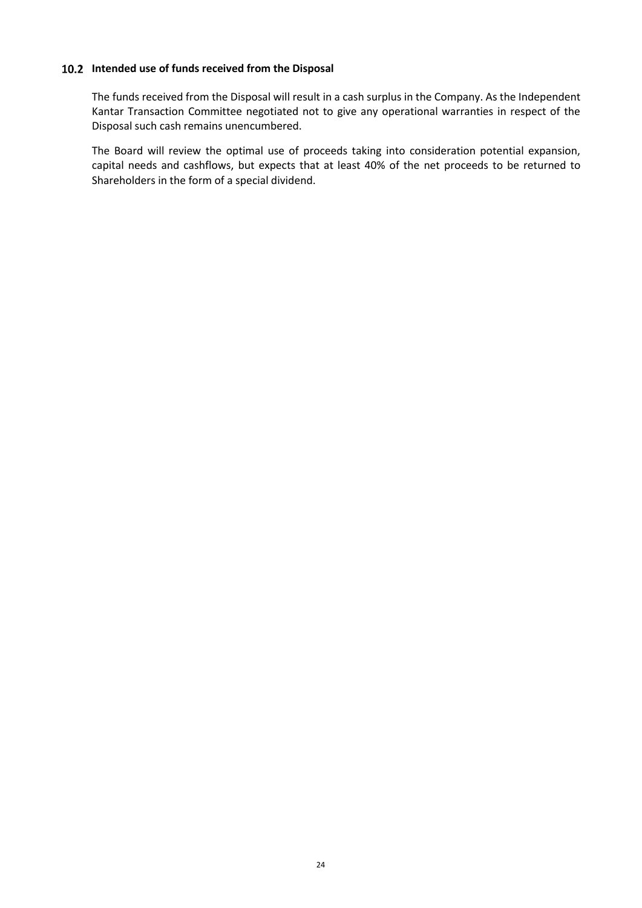### 10.2 Intended use of funds received from the Disposal

The funds received from the Disposal will result in a cash surplus in the Company. As the Independent Kantar Transaction Committee negotiated not to give any operational warranties in respect of the Disposal such cash remains unencumbered.

The Board will review the optimal use of proceeds taking into consideration potential expansion, capital needs and cashflows, but expects that at least 40% of the net proceeds to be returned to Shareholders in the form of a special dividend.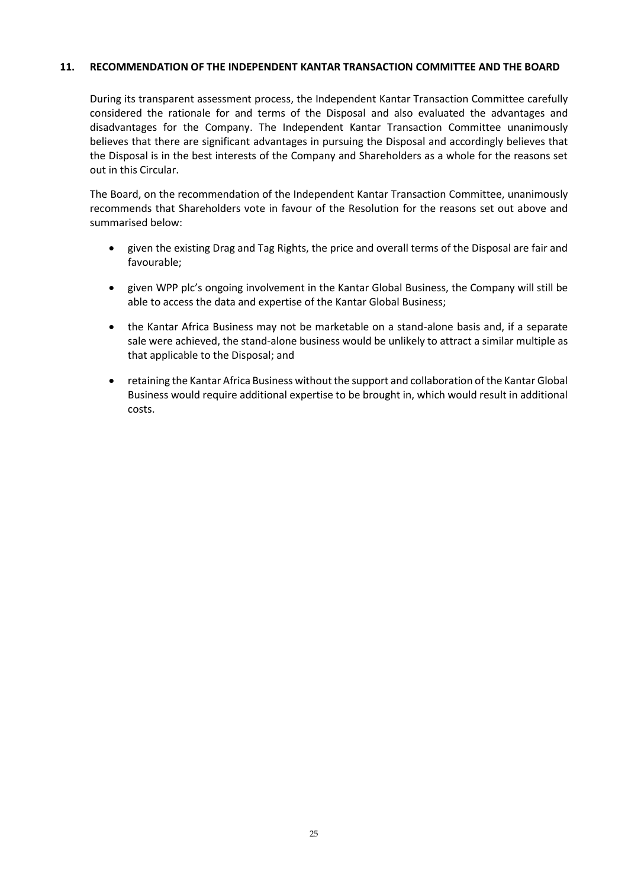## 11. RECOMMENDATION OF THE INDEPENDENT KANTAR TRANSACTION COMMITTEE AND THE BOARD

During its transparent assessment process, the Independent Kantar Transaction Committee carefully considered the rationale for and terms of the Disposal and also evaluated the advantages and disadvantages for the Company. The Independent Kantar Transaction Committee unanimously believes that there are significant advantages in pursuing the Disposal and accordingly believes that the Disposal is in the best interests of the Company and Shareholders as a whole for the reasons set out in this Circular.

The Board, on the recommendation of the Independent Kantar Transaction Committee, unanimously recommends that Shareholders vote in favour of the Resolution for the reasons set out above and summarised below:

- given the existing Drag and Tag Rights, the price and overall terms of the Disposal are fair and favourable;
- given WPP plc's ongoing involvement in the Kantar Global Business, the Company will still be able to access the data and expertise of the Kantar Global Business;
- the Kantar Africa Business may not be marketable on a stand-alone basis and, if a separate sale were achieved, the stand-alone business would be unlikely to attract a similar multiple as that applicable to the Disposal; and
- retaining the Kantar Africa Business without the support and collaboration of the Kantar Global Business would require additional expertise to be brought in, which would result in additional costs.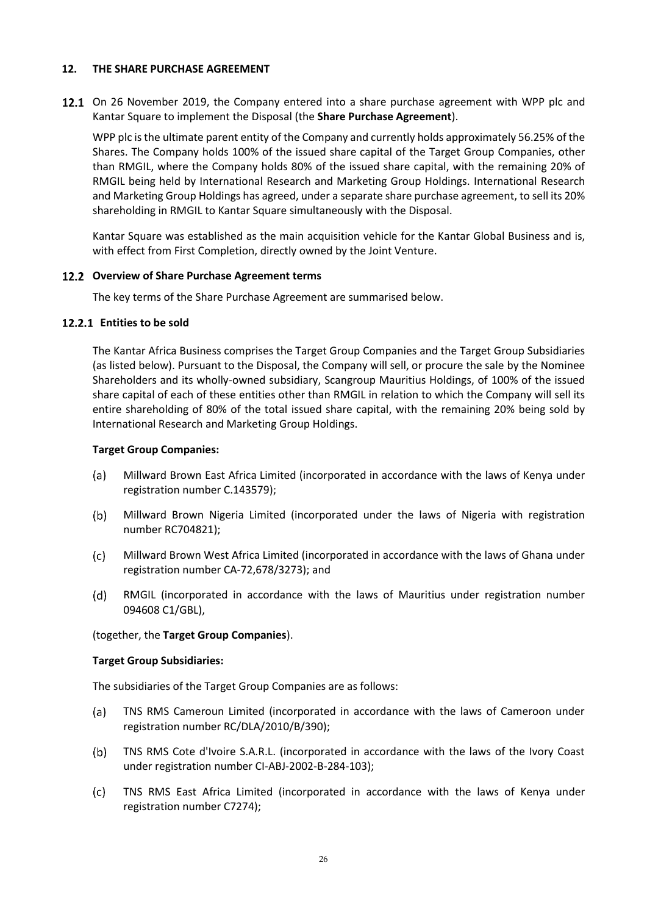## 12. THE SHARE PURCHASE AGREEMENT

**12.1** On 26 November 2019, the Company entered into a share purchase agreement with WPP plc and Kantar Square to implement the Disposal (the **Share Purchase Agreement**).

WPP plc is the ultimate parent entity of the Company and currently holds approximately 56.25% of the Shares. The Company holds 100% of the issued share capital of the Target Group Companies, other than RMGIL, where the Company holds 80% of the issued share capital, with the remaining 20% of RMGIL being held by International Research and Marketing Group Holdings. International Research and Marketing Group Holdings has agreed, under a separate share purchase agreement, to sell its 20% shareholding in RMGIL to Kantar Square simultaneously with the Disposal.

Kantar Square was established as the main acquisition vehicle for the Kantar Global Business and is, with effect from First Completion, directly owned by the Joint Venture.

### 12.2 Overview of Share Purchase Agreement terms

The key terms of the Share Purchase Agreement are summarised below.

#### 12.2.1 Entities to be sold

The Kantar Africa Business comprises the Target Group Companies and the Target Group Subsidiaries (as listed below). Pursuant to the Disposal, the Company will sell, or procure the sale by the Nominee Shareholders and its wholly-owned subsidiary, Scangroup Mauritius Holdings, of 100% of the issued share capital of each of these entities other than RMGIL in relation to which the Company will sell its entire shareholding of 80% of the total issued share capital, with the remaining 20% being sold by International Research and Marketing Group Holdings.

**Target Group Companies:**

(a) Millward Brown East Africa Limited (incorporated in accordance with the laws of Kenya under registration number C.143579);

(b) Millward Brown Nigeria Limited (incorporated under the laws of Nigeria with registration number RC704821);

(c) Millward Brown West Africa Limited (incorporated in accordance with the laws of Ghana under registration number CA-72,678/3273); and

(d) RMGIL (incorporated in accordance with the laws of Mauritius under registration number 094608 C1/GBL),

(together, the **Target Group Companies**).

**Target Group Subsidiaries:**

The subsidiaries of the Target Group Companies are as follows:

(a) TNS RMS Cameroun Limited (incorporated in accordance with the laws of Cameroon under registration number RC/DLA/2010/B/390);

(b) TNS RMS Cote d'Ivoire S.A.R.L. (incorporated in accordance with the laws of the Ivory Coast under registration number CI-ABJ-2002-B-284-103);

(c) TNS RMS East Africa Limited (incorporated in accordance with the laws of Kenya under registration number C7274);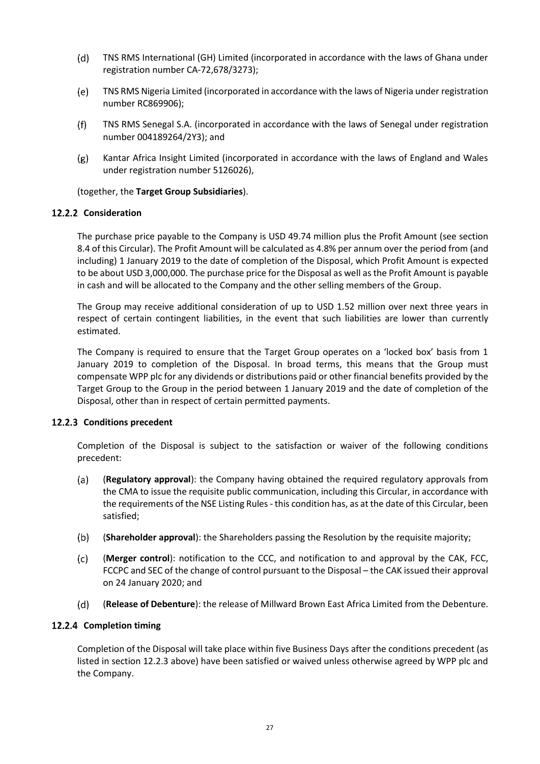(d) TNS RMS International (GH) Limited (incorporated in accordance with the laws of Ghana under registration number CA-72,678/3273);

(e) TNS RMS Nigeria Limited (incorporated in accordance with the laws of Nigeria under registration number RC869906);

(f) TNS RMS Senegal S.A. (incorporated in accordance with the laws of Senegal under registration number 004189264/2Y3); and

(g) Kantar Africa Insight Limited (incorporated in accordance with the laws of England and Wales under registration number 5126026),

(together, the **Target Group Subsidiaries**).

### 12.2.2 Consideration

The purchase price payable to the Company is USD 49.74 million plus the Profit Amount (see section 8.4 of this Circular). The Profit Amount will be calculated as 4.8% per annum over the period from (and including) 1 January 2019 to the date of completion of the Disposal, which Profit Amount is expected to be about USD 3,000,000. The purchase price for the Disposal as well as the Profit Amount is payable in cash and will be allocated to the Company and the other selling members of the Group.

The Group may receive additional consideration of up to USD 1.52 million over next three years in respect of certain contingent liabilities, in the event that such liabilities are lower than currently estimated.

The Company is required to ensure that the Target Group operates on a 'locked box' basis from 1 January 2019 to completion of the Disposal. In broad terms, this means that the Group must compensate WPP plc for any dividends or distributions paid or other financial benefits provided by the Target Group to the Group in the period between 1 January 2019 and the date of completion of the Disposal, other than in respect of certain permitted payments.

### 12.2.3 Conditions precedent

Completion of the Disposal is subject to the satisfaction or waiver of the following conditions precedent:

(a) (**Regulatory approval**): the Company having obtained the required regulatory approvals from the CMA to issue the requisite public communication, including this Circular, in accordance with the requirements of the NSE Listing Rules - this condition has, as at the date of this Circular, been satisfied;

(b) (**Shareholder approval**): the Shareholders passing the Resolution by the requisite majority;

(c) (**Merger control**): notification to the CCC, and notification to and approval by the CAK, FCC, FCCPC and SEC of the change of control pursuant to the Disposal – the CAK issued their approval on 24 January 2020; and

(d) (**Release of Debenture**): the release of Millward Brown East Africa Limited from the Debenture.

### 12.2.4 Completion timing

Completion of the Disposal will take place within five Business Days after the conditions precedent (as listed in section 12.2.3 above) have been satisfied or waived unless otherwise agreed by WPP plc and the Company.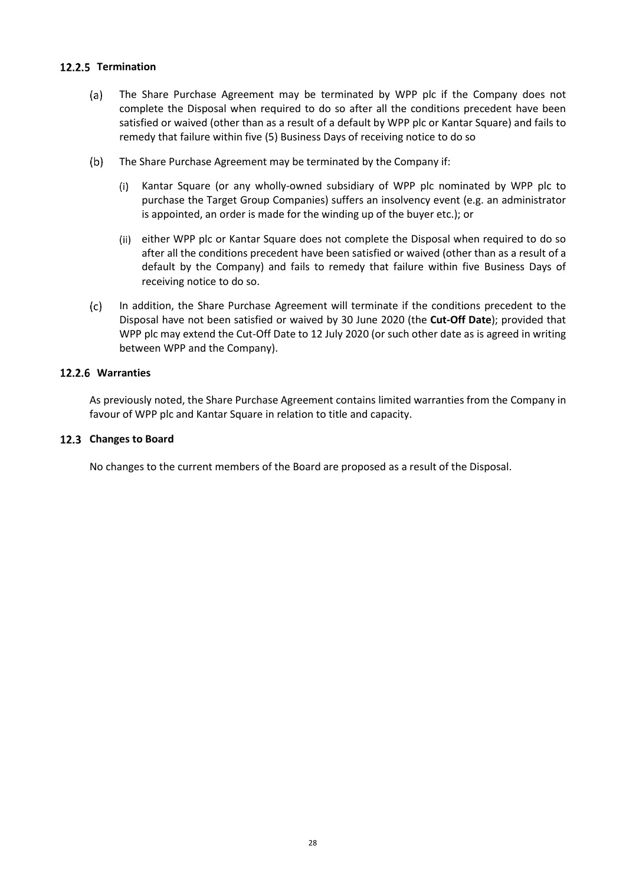#### 12.2.5 Termination

(a) The Share Purchase Agreement may be terminated by WPP plc if the Company does not complete the Disposal when required to do so after all the conditions precedent have been satisfied or waived (other than as a result of a default by WPP plc or Kantar Square) and fails to remedy that failure within five (5) Business Days of receiving notice to do so

(b) The Share Purchase Agreement may be terminated by the Company if:

(i) Kantar Square (or any wholly-owned subsidiary of WPP plc nominated by WPP plc to purchase the Target Group Companies) suffers an insolvency event (e.g. an administrator is appointed, an order is made for the winding up of the buyer etc.); or

(ii) either WPP plc or Kantar Square does not complete the Disposal when required to do so after all the conditions precedent have been satisfied or waived (other than as a result of a default by the Company) and fails to remedy that failure within five Business Days of receiving notice to do so.

(c) In addition, the Share Purchase Agreement will terminate if the conditions precedent to the Disposal have not been satisfied or waived by 30 June 2020 (the **Cut-Off Date**); provided that WPP plc may extend the Cut-Off Date to 12 July 2020 (or such other date as is agreed in writing between WPP and the Company).

#### 12.2.6 Warranties

As previously noted, the Share Purchase Agreement contains limited warranties from the Company in favour of WPP plc and Kantar Square in relation to title and capacity.

### 12.3 Changes to Board

No changes to the current members of the Board are proposed as a result of the Disposal.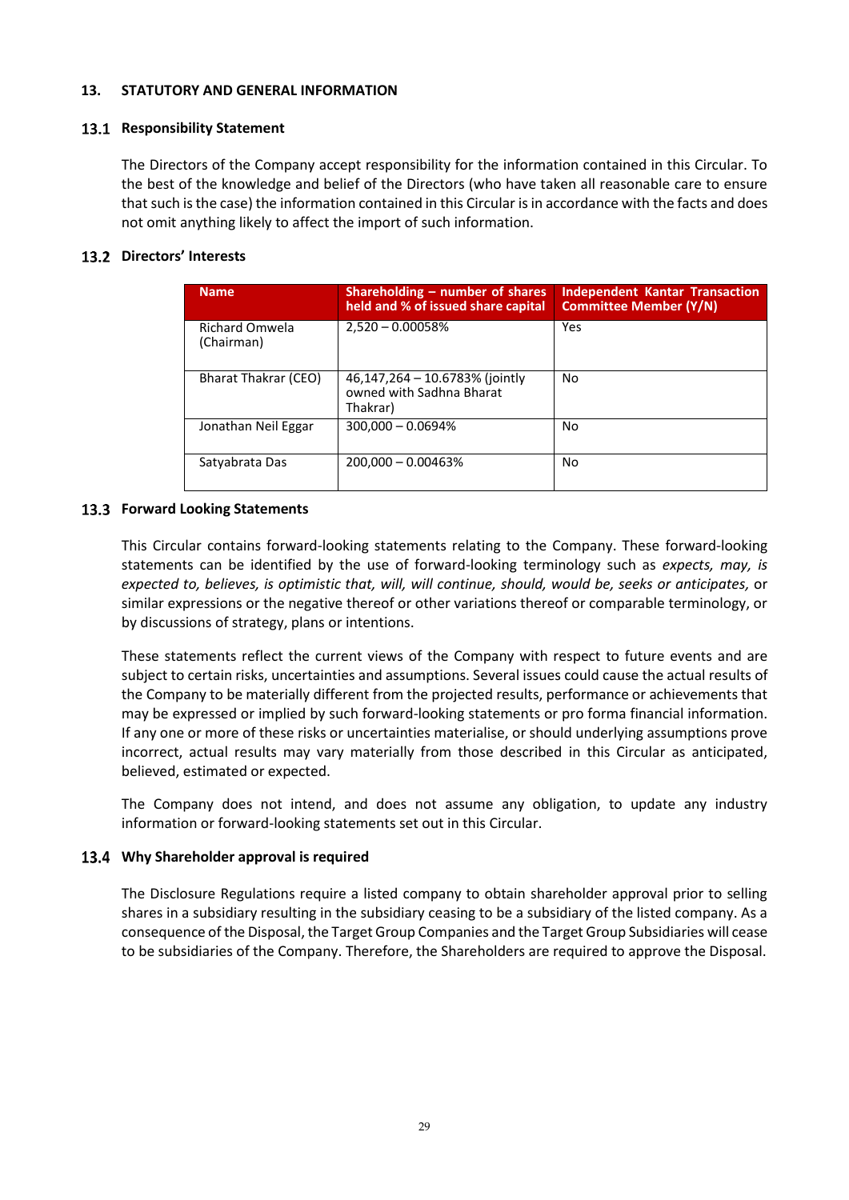## 13. STATUTORY AND GENERAL INFORMATION

### 13.1 Responsibility Statement

The Directors of the Company accept responsibility for the information contained in this Circular. To the best of the knowledge and belief of the Directors (who have taken all reasonable care to ensure that such is the case) the information contained in this Circular is in accordance with the facts and does not omit anything likely to affect the import of such information.

### 13.2 Directors' Interests

| Name | Shareholding – number of shares held and % of issued share capital | Independent Kantar Transaction Committee Member (Y/N) |
|---|---|---|
| Richard Omwela (Chairman) | 2,520 – 0.00058% | Yes |
| Bharat Thakrar (CEO) | 46,147,264 – 10.6783% (jointly owned with Sadhna Bharat Thakrar) | No |
| Jonathan Neil Eggar | 300,000 – 0.0694% | No |
| Satyabrata Das | 200,000 – 0.00463% | No |

### 13.3 Forward Looking Statements

This Circular contains forward-looking statements relating to the Company. These forward-looking statements can be identified by the use of forward-looking terminology such as *expects, may, is expected to, believes, is optimistic that, will, will continue, should, would be, seeks or anticipates,* or similar expressions or the negative thereof or other variations thereof or comparable terminology, or by discussions of strategy, plans or intentions.

These statements reflect the current views of the Company with respect to future events and are subject to certain risks, uncertainties and assumptions. Several issues could cause the actual results of the Company to be materially different from the projected results, performance or achievements that may be expressed or implied by such forward-looking statements or pro forma financial information. If any one or more of these risks or uncertainties materialise, or should underlying assumptions prove incorrect, actual results may vary materially from those described in this Circular as anticipated, believed, estimated or expected.

The Company does not intend, and does not assume any obligation, to update any industry information or forward-looking statements set out in this Circular.

### 13.4 Why Shareholder approval is required

The Disclosure Regulations require a listed company to obtain shareholder approval prior to selling shares in a subsidiary resulting in the subsidiary ceasing to be a subsidiary of the listed company. As a consequence of the Disposal, the Target Group Companies and the Target Group Subsidiaries will cease to be subsidiaries of the Company. Therefore, the Shareholders are required to approve the Disposal.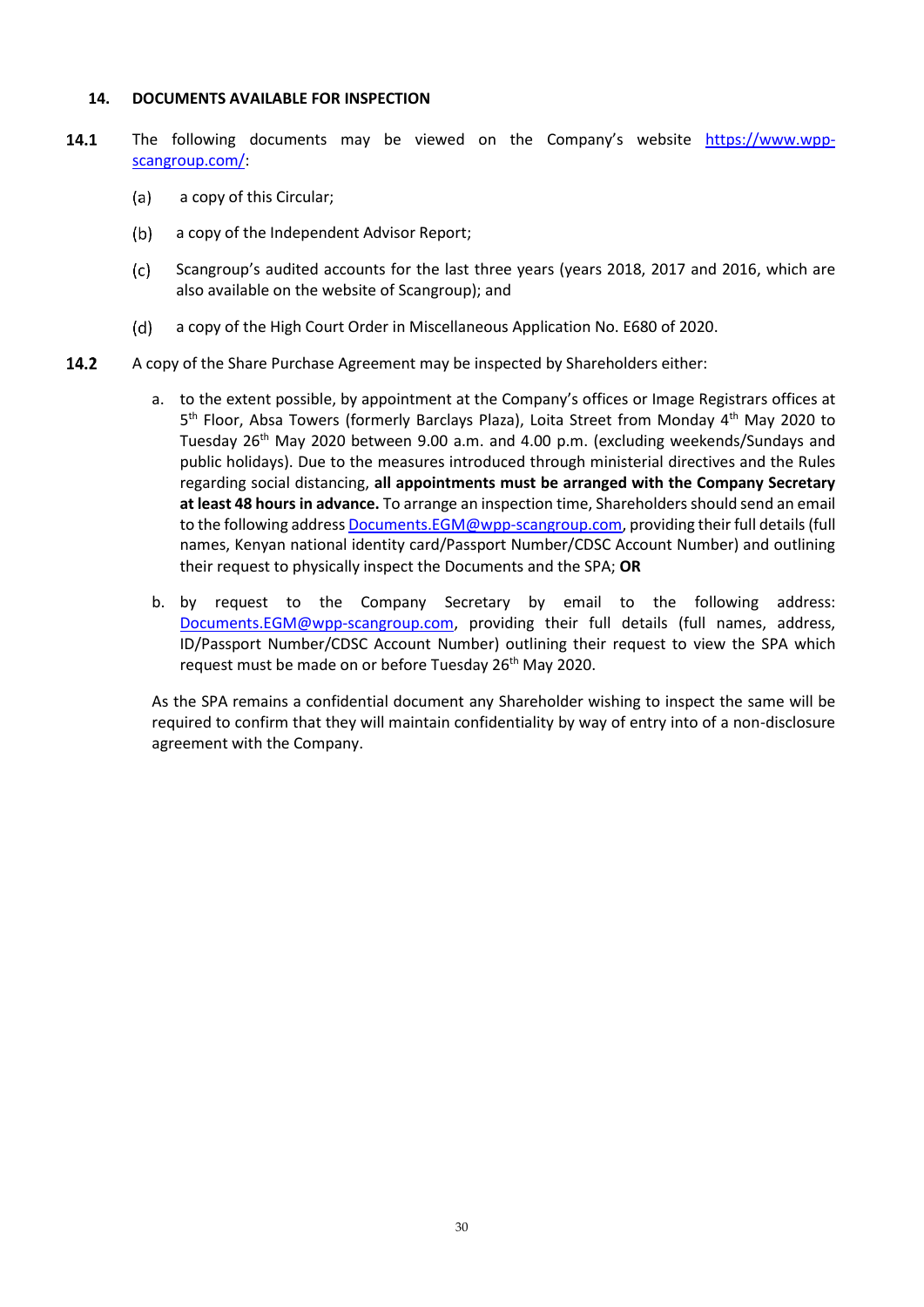## 14. DOCUMENTS AVAILABLE FOR INSPECTION

**14.1** The following documents may be viewed on the Company's website [https://www.wpp-scangroup.com/](https://www.wpp-scangroup.com/):

(a) a copy of this Circular;

(b) a copy of the Independent Advisor Report;

(c) Scangroup's audited accounts for the last three years (years 2018, 2017 and 2016, which are also available on the website of Scangroup); and

(d) a copy of the High Court Order in Miscellaneous Application No. E680 of 2020.

**14.2** A copy of the Share Purchase Agreement may be inspected by Shareholders either:

a. to the extent possible, by appointment at the Company's offices or Image Registrars offices at 5th Floor, Absa Towers (formerly Barclays Plaza), Loita Street from Monday 4th May 2020 to Tuesday 26th May 2020 between 9.00 a.m. and 4.00 p.m. (excluding weekends/Sundays and public holidays). Due to the measures introduced through ministerial directives and the Rules regarding social distancing, **all appointments must be arranged with the Company Secretary at least 48 hours in advance.** To arrange an inspection time, Shareholders should send an email to the following address [Documents.EGM@wpp-scangroup.com](mailto:Documents.EGM@wpp-scangroup.com), providing their full details (full names, Kenyan national identity card/Passport Number/CDSC Account Number) and outlining their request to physically inspect the Documents and the SPA; **OR**

b. by request to the Company Secretary by email to the following address: [Documents.EGM@wpp-scangroup.com](mailto:Documents.EGM@wpp-scangroup.com), providing their full details (full names, address, ID/Passport Number/CDSC Account Number) outlining their request to view the SPA which request must be made on or before Tuesday 26th May 2020.

As the SPA remains a confidential document any Shareholder wishing to inspect the same will be required to confirm that they will maintain confidentiality by way of entry into of a non-disclosure agreement with the Company.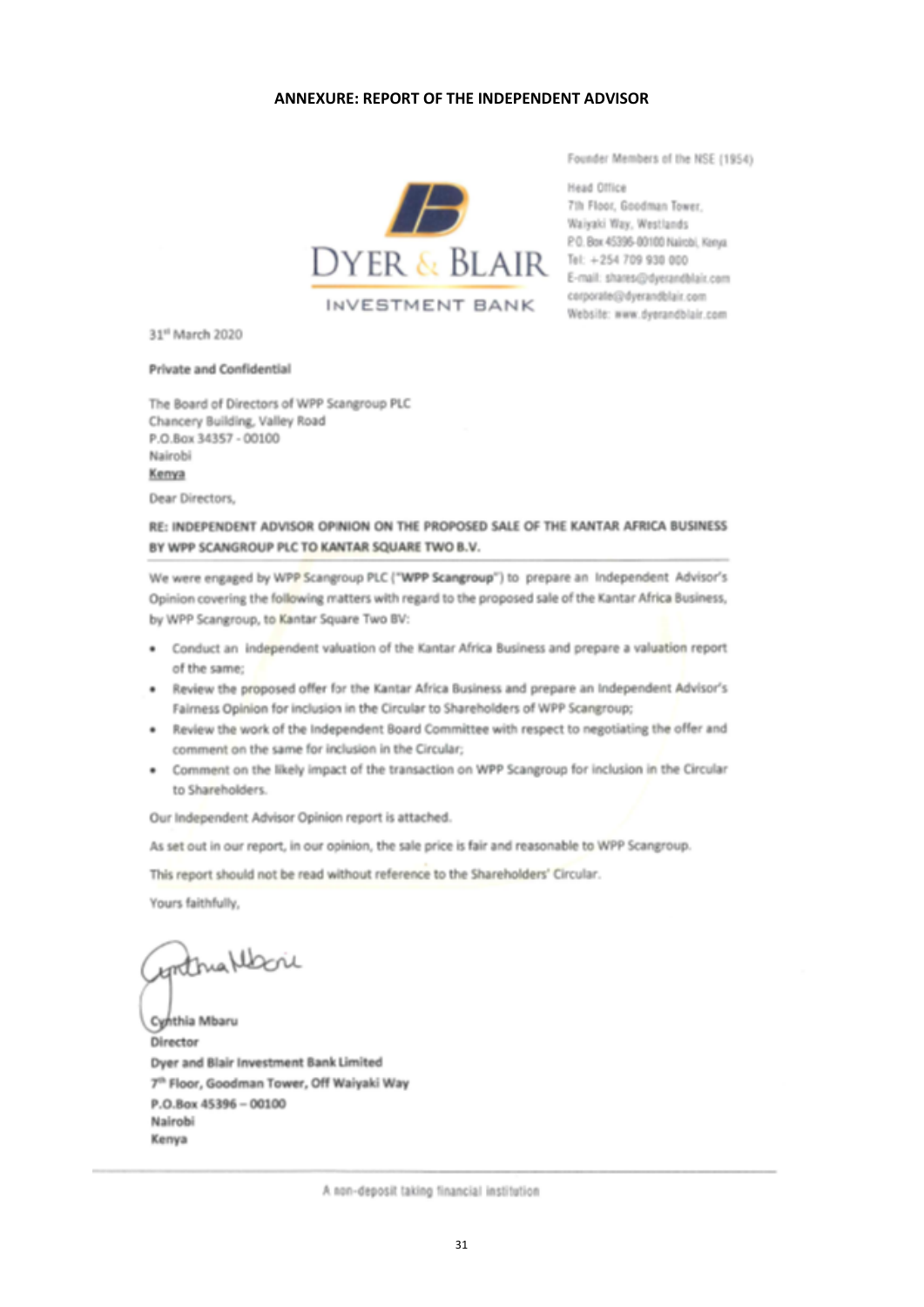**ANNEXURE: REPORT OF THE INDEPENDENT ADVISOR**

DYER & BLAIR

INVESTMENT BANK

Founder Members of the NSE (1954)

Head Office
7th Floor, Goodman Tower,
Waiyaki Way, Westlands
P.O. Box 45396-00100 Nairobi, Kenya
Tel: +254 709 930 000
E-mail: shares@dyerandblair.com
corporate@dyerandblair.com
Website: www.dyerandblair.com

31st March 2020

**Private and Confidential**

The Board of Directors of WPP Scangroup PLC
Chancery Building, Valley Road
P.O.Box 34357 - 00100
Nairobi
Kenya

Dear Directors,

**RE: INDEPENDENT ADVISOR OPINION ON THE PROPOSED SALE OF THE KANTAR AFRICA BUSINESS BY WPP SCANGROUP PLC TO KANTAR SQUARE TWO B.V.**

We were engaged by WPP Scangroup PLC ("**WPP Scangroup**") to prepare an Independent Advisor's Opinion covering the following matters with regard to the proposed sale of the Kantar Africa Business, by WPP Scangroup, to Kantar Square Two BV:

- Conduct an independent valuation of the Kantar Africa Business and prepare a valuation report of the same;
- Review the proposed offer for the Kantar Africa Business and prepare an Independent Advisor's Fairness Opinion for inclusion in the Circular to Shareholders of WPP Scangroup;
- Review the work of the Independent Board Committee with respect to negotiating the offer and comment on the same for inclusion in the Circular;
- Comment on the likely impact of the transaction on WPP Scangroup for inclusion in the Circular to Shareholders.

Our Independent Advisor Opinion report is attached.

As set out in our report, in our opinion, the sale price is fair and reasonable to WPP Scangroup.

This report should not be read without reference to the Shareholders' Circular.

Yours faithfully,

Cynthia Mbaru
Director
Dyer and Blair Investment Bank Limited
7th Floor, Goodman Tower, Off Waiyaki Way
P.O.Box 45396 – 00100
Nairobi
Kenya

A non-deposit taking financial institution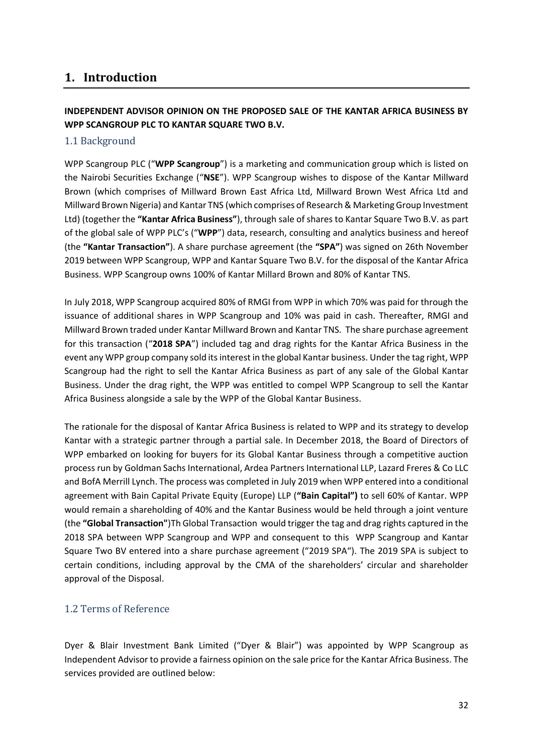# 1. Introduction

**INDEPENDENT ADVISOR OPINION ON THE PROPOSED SALE OF THE KANTAR AFRICA BUSINESS BY WPP SCANGROUP PLC TO KANTAR SQUARE TWO B.V.**

## 1.1 Background

WPP Scangroup PLC ("**WPP Scangroup**") is a marketing and communication group which is listed on the Nairobi Securities Exchange ("**NSE**"). WPP Scangroup wishes to dispose of the Kantar Millward Brown (which comprises of Millward Brown East Africa Ltd, Millward Brown West Africa Ltd and Millward Brown Nigeria) and Kantar TNS (which comprises of Research & Marketing Group Investment Ltd) (together the **"Kantar Africa Business"**), through sale of shares to Kantar Square Two B.V. as part of the global sale of WPP PLC's ("**WPP**") data, research, consulting and analytics business and hereof (the **"Kantar Transaction"**). A share purchase agreement (the **"SPA"**) was signed on 26th November 2019 between WPP Scangroup, WPP and Kantar Square Two B.V. for the disposal of the Kantar Africa Business. WPP Scangroup owns 100% of Kantar Millard Brown and 80% of Kantar TNS.

In July 2018, WPP Scangroup acquired 80% of RMGI from WPP in which 70% was paid for through the issuance of additional shares in WPP Scangroup and 10% was paid in cash. Thereafter, RMGI and Millward Brown traded under Kantar Millward Brown and Kantar TNS. The share purchase agreement for this transaction ("**2018 SPA**") included tag and drag rights for the Kantar Africa Business in the event any WPP group company sold its interest in the global Kantar business. Under the tag right, WPP Scangroup had the right to sell the Kantar Africa Business as part of any sale of the Global Kantar Business. Under the drag right, the WPP was entitled to compel WPP Scangroup to sell the Kantar Africa Business alongside a sale by the WPP of the Global Kantar Business.

The rationale for the disposal of Kantar Africa Business is related to WPP and its strategy to develop Kantar with a strategic partner through a partial sale. In December 2018, the Board of Directors of WPP embarked on looking for buyers for its Global Kantar Business through a competitive auction process run by Goldman Sachs International, Ardea Partners International LLP, Lazard Freres & Co LLC and BofA Merrill Lynch. The process was completed in July 2019 when WPP entered into a conditional agreement with Bain Capital Private Equity (Europe) LLP (**"Bain Capital")** to sell 60% of Kantar. WPP would remain a shareholding of 40% and the Kantar Business would be held through a joint venture (the **"Global Transaction"**)Th Global Transaction would trigger the tag and drag rights captured in the 2018 SPA between WPP Scangroup and WPP and consequent to this WPP Scangroup and Kantar Square Two BV entered into a share purchase agreement ("2019 SPA"). The 2019 SPA is subject to certain conditions, including approval by the CMA of the shareholders' circular and shareholder approval of the Disposal.

## 1.2 Terms of Reference

Dyer & Blair Investment Bank Limited ("Dyer & Blair") was appointed by WPP Scangroup as Independent Advisor to provide a fairness opinion on the sale price for the Kantar Africa Business. The services provided are outlined below: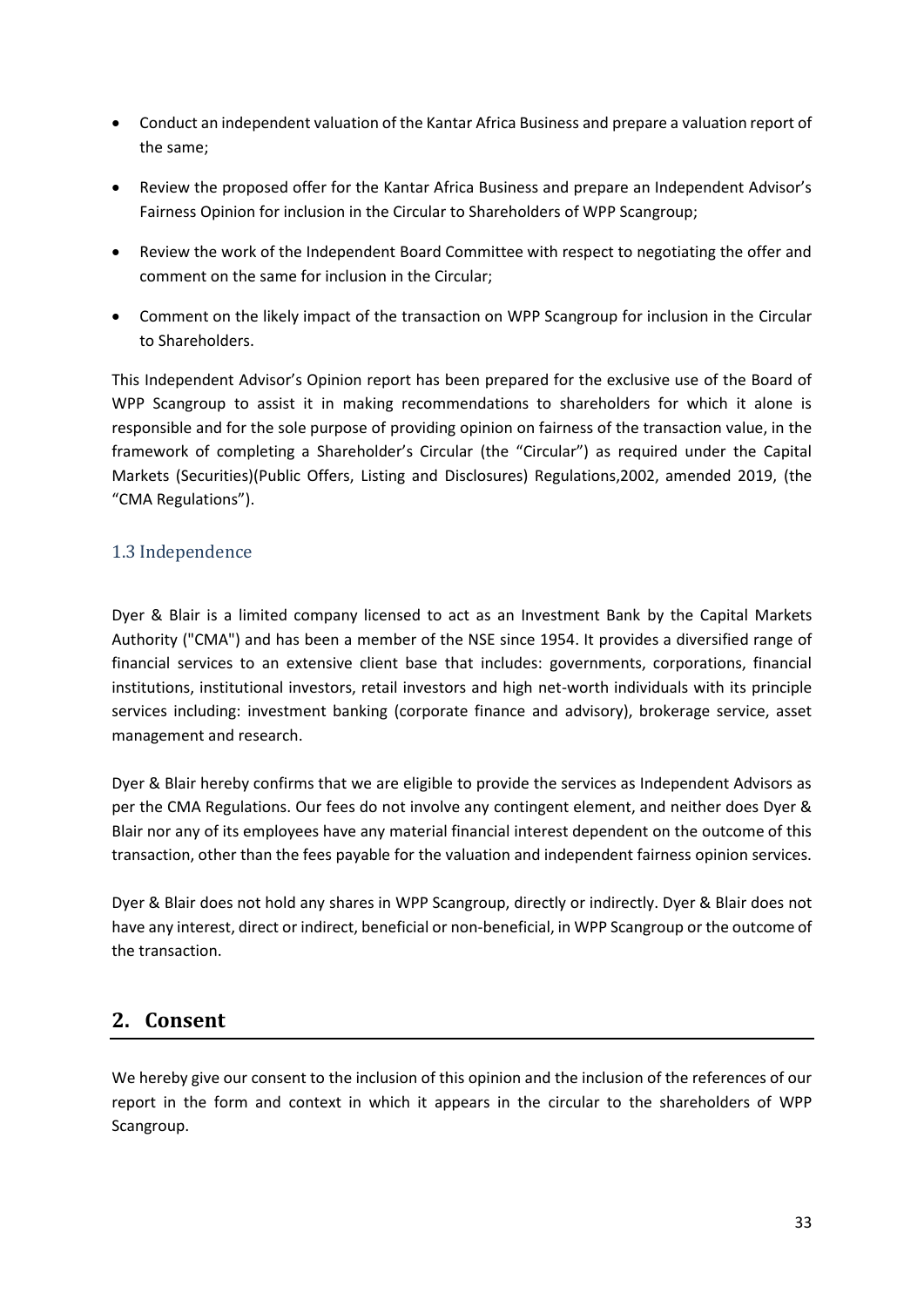- Conduct an independent valuation of the Kantar Africa Business and prepare a valuation report of the same;
- Review the proposed offer for the Kantar Africa Business and prepare an Independent Advisor's Fairness Opinion for inclusion in the Circular to Shareholders of WPP Scangroup;
- Review the work of the Independent Board Committee with respect to negotiating the offer and comment on the same for inclusion in the Circular;
- Comment on the likely impact of the transaction on WPP Scangroup for inclusion in the Circular to Shareholders.

This Independent Advisor's Opinion report has been prepared for the exclusive use of the Board of WPP Scangroup to assist it in making recommendations to shareholders for which it alone is responsible and for the sole purpose of providing opinion on fairness of the transaction value, in the framework of completing a Shareholder's Circular (the "Circular") as required under the Capital Markets (Securities)(Public Offers, Listing and Disclosures) Regulations,2002, amended 2019, (the "CMA Regulations").

### 1.3 Independence

Dyer & Blair is a limited company licensed to act as an Investment Bank by the Capital Markets Authority ("CMA") and has been a member of the NSE since 1954. It provides a diversified range of financial services to an extensive client base that includes: governments, corporations, financial institutions, institutional investors, retail investors and high net-worth individuals with its principle services including: investment banking (corporate finance and advisory), brokerage service, asset management and research.

Dyer & Blair hereby confirms that we are eligible to provide the services as Independent Advisors as per the CMA Regulations. Our fees do not involve any contingent element, and neither does Dyer & Blair nor any of its employees have any material financial interest dependent on the outcome of this transaction, other than the fees payable for the valuation and independent fairness opinion services.

Dyer & Blair does not hold any shares in WPP Scangroup, directly or indirectly. Dyer & Blair does not have any interest, direct or indirect, beneficial or non-beneficial, in WPP Scangroup or the outcome of the transaction.

## 2. Consent

We hereby give our consent to the inclusion of this opinion and the inclusion of the references of our report in the form and context in which it appears in the circular to the shareholders of WPP Scangroup.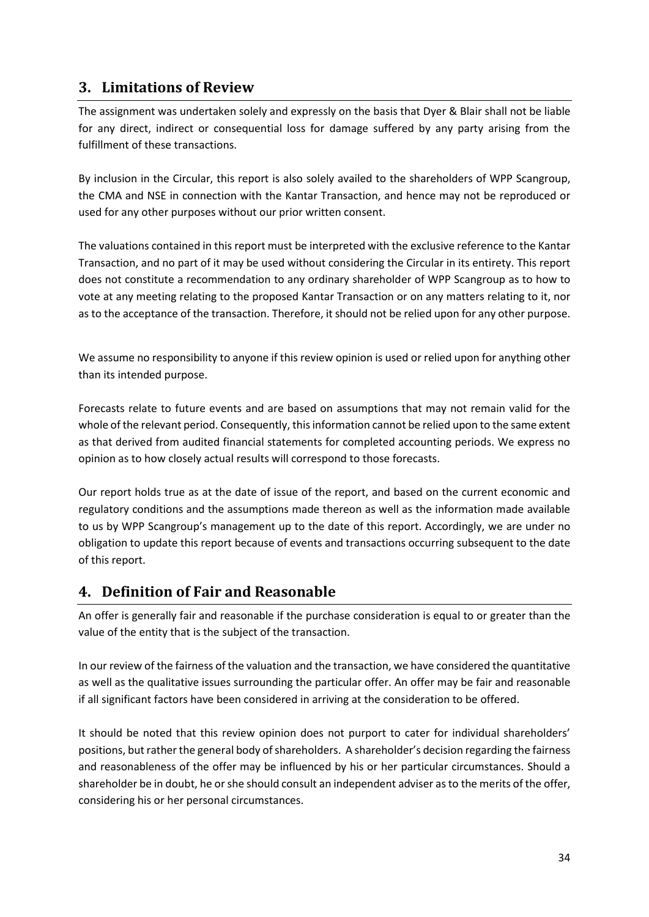## 3. Limitations of Review

The assignment was undertaken solely and expressly on the basis that Dyer & Blair shall not be liable for any direct, indirect or consequential loss for damage suffered by any party arising from the fulfillment of these transactions.

By inclusion in the Circular, this report is also solely availed to the shareholders of WPP Scangroup, the CMA and NSE in connection with the Kantar Transaction, and hence may not be reproduced or used for any other purposes without our prior written consent.

The valuations contained in this report must be interpreted with the exclusive reference to the Kantar Transaction, and no part of it may be used without considering the Circular in its entirety. This report does not constitute a recommendation to any ordinary shareholder of WPP Scangroup as to how to vote at any meeting relating to the proposed Kantar Transaction or on any matters relating to it, nor as to the acceptance of the transaction. Therefore, it should not be relied upon for any other purpose.

We assume no responsibility to anyone if this review opinion is used or relied upon for anything other than its intended purpose.

Forecasts relate to future events and are based on assumptions that may not remain valid for the whole of the relevant period. Consequently, this information cannot be relied upon to the same extent as that derived from audited financial statements for completed accounting periods. We express no opinion as to how closely actual results will correspond to those forecasts.

Our report holds true as at the date of issue of the report, and based on the current economic and regulatory conditions and the assumptions made thereon as well as the information made available to us by WPP Scangroup's management up to the date of this report. Accordingly, we are under no obligation to update this report because of events and transactions occurring subsequent to the date of this report.

## 4. Definition of Fair and Reasonable

An offer is generally fair and reasonable if the purchase consideration is equal to or greater than the value of the entity that is the subject of the transaction.

In our review of the fairness of the valuation and the transaction, we have considered the quantitative as well as the qualitative issues surrounding the particular offer. An offer may be fair and reasonable if all significant factors have been considered in arriving at the consideration to be offered.

It should be noted that this review opinion does not purport to cater for individual shareholders' positions, but rather the general body of shareholders. A shareholder's decision regarding the fairness and reasonableness of the offer may be influenced by his or her particular circumstances. Should a shareholder be in doubt, he or she should consult an independent adviser as to the merits of the offer, considering his or her personal circumstances.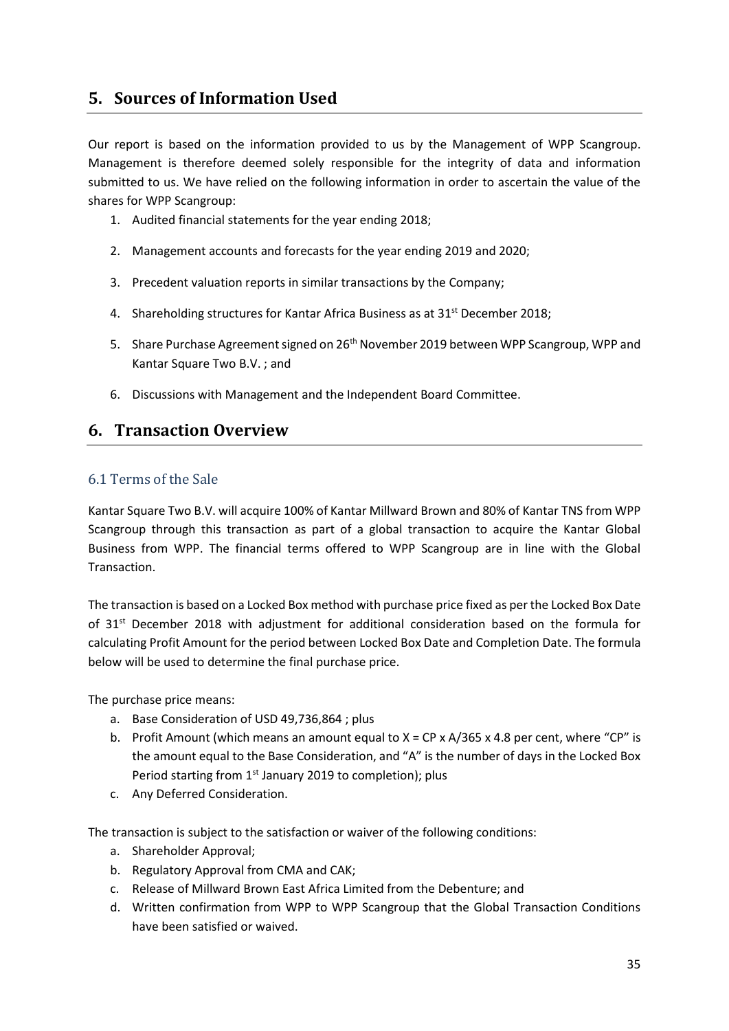## 5. Sources of Information Used

Our report is based on the information provided to us by the Management of WPP Scangroup. Management is therefore deemed solely responsible for the integrity of data and information submitted to us. We have relied on the following information in order to ascertain the value of the shares for WPP Scangroup:

1. Audited financial statements for the year ending 2018;
2. Management accounts and forecasts for the year ending 2019 and 2020;
3. Precedent valuation reports in similar transactions by the Company;
4. Shareholding structures for Kantar Africa Business as at 31st December 2018;
5. Share Purchase Agreement signed on 26th November 2019 between WPP Scangroup, WPP and Kantar Square Two B.V. ; and
6. Discussions with Management and the Independent Board Committee.

## 6. Transaction Overview

### 6.1 Terms of the Sale

Kantar Square Two B.V. will acquire 100% of Kantar Millward Brown and 80% of Kantar TNS from WPP Scangroup through this transaction as part of a global transaction to acquire the Kantar Global Business from WPP. The financial terms offered to WPP Scangroup are in line with the Global Transaction.

The transaction is based on a Locked Box method with purchase price fixed as per the Locked Box Date of 31st December 2018 with adjustment for additional consideration based on the formula for calculating Profit Amount for the period between Locked Box Date and Completion Date. The formula below will be used to determine the final purchase price.

The purchase price means:

a. Base Consideration of USD 49,736,864 ; plus
b. Profit Amount (which means an amount equal to $X = CP \times A/365 \times 4.8$ per cent, where "CP" is the amount equal to the Base Consideration, and "A" is the number of days in the Locked Box Period starting from 1st January 2019 to completion); plus
c. Any Deferred Consideration.

The transaction is subject to the satisfaction or waiver of the following conditions:

a. Shareholder Approval;
b. Regulatory Approval from CMA and CAK;
c. Release of Millward Brown East Africa Limited from the Debenture; and
d. Written confirmation from WPP to WPP Scangroup that the Global Transaction Conditions have been satisfied or waived.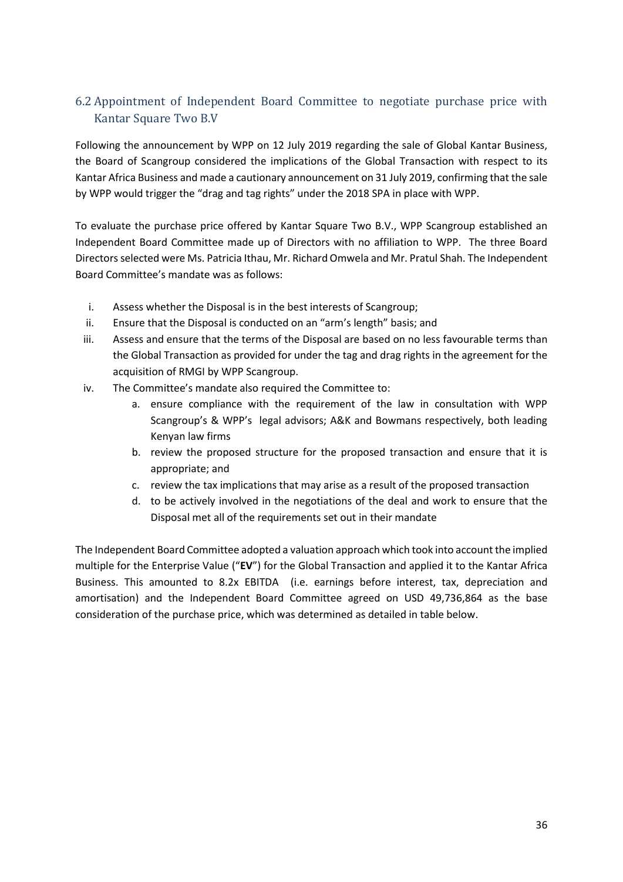## 6.2 Appointment of Independent Board Committee to negotiate purchase price with Kantar Square Two B.V

Following the announcement by WPP on 12 July 2019 regarding the sale of Global Kantar Business, the Board of Scangroup considered the implications of the Global Transaction with respect to its Kantar Africa Business and made a cautionary announcement on 31 July 2019, confirming that the sale by WPP would trigger the "drag and tag rights" under the 2018 SPA in place with WPP.

To evaluate the purchase price offered by Kantar Square Two B.V., WPP Scangroup established an Independent Board Committee made up of Directors with no affiliation to WPP. The three Board Directors selected were Ms. Patricia Ithau, Mr. Richard Omwela and Mr. Pratul Shah. The Independent Board Committee's mandate was as follows:

i. Assess whether the Disposal is in the best interests of Scangroup;
ii. Ensure that the Disposal is conducted on an "arm's length" basis; and
iii. Assess and ensure that the terms of the Disposal are based on no less favourable terms than the Global Transaction as provided for under the tag and drag rights in the agreement for the acquisition of RMGI by WPP Scangroup.
iv. The Committee's mandate also required the Committee to:
    a. ensure compliance with the requirement of the law in consultation with WPP Scangroup's & WPP's legal advisors; A&K and Bowmans respectively, both leading Kenyan law firms
    b. review the proposed structure for the proposed transaction and ensure that it is appropriate; and
    c. review the tax implications that may arise as a result of the proposed transaction
    d. to be actively involved in the negotiations of the deal and work to ensure that the Disposal met all of the requirements set out in their mandate

The Independent Board Committee adopted a valuation approach which took into account the implied multiple for the Enterprise Value ("**EV**") for the Global Transaction and applied it to the Kantar Africa Business. This amounted to 8.2x EBITDA (i.e. earnings before interest, tax, depreciation and amortisation) and the Independent Board Committee agreed on USD 49,736,864 as the base consideration of the purchase price, which was determined as detailed in table below.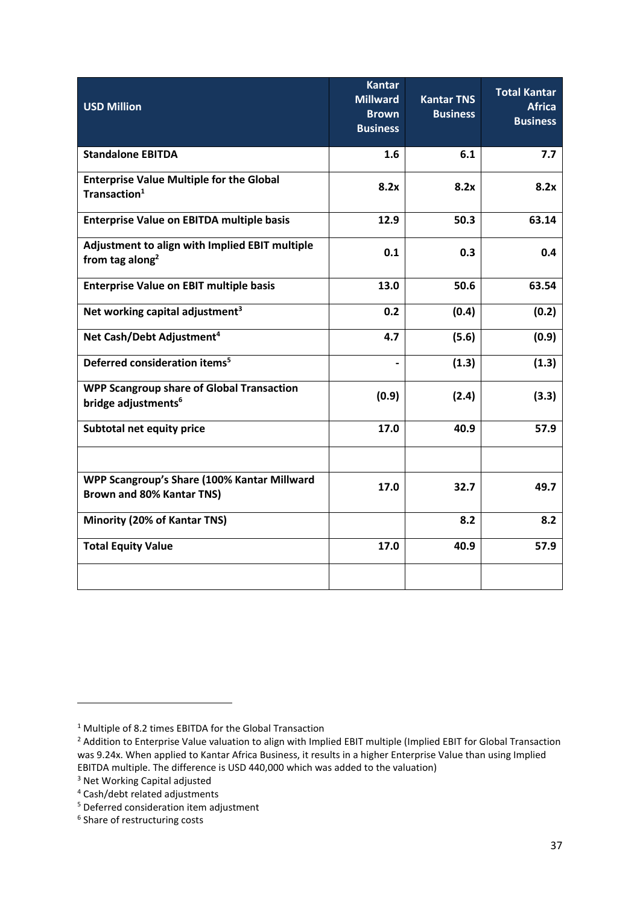| USD Million | Kantar Millward Brown Business | Kantar TNS Business | Total Kantar Africa Business |
|---|---|---|---|
| **Standalone EBITDA** | **1.6** | **6.1** | **7.7** |
| **Enterprise Value Multiple for the Global Transaction[1]** | **8.2x** | **8.2x** | **8.2x** |
| **Enterprise Value on EBITDA multiple basis** | **12.9** | **50.3** | **63.14** |
| **Adjustment to align with Implied EBIT multiple from tag along[2]** | **0.1** | **0.3** | **0.4** |
| **Enterprise Value on EBIT multiple basis** | **13.0** | **50.6** | **63.54** |
| **Net working capital adjustment[3]** | **0.2** | **(0.4)** | **(0.2)** |
| **Net Cash/Debt Adjustment[4]** | **4.7** | **(5.6)** | **(0.9)** |
| **Deferred consideration items[5]** | **-** | **(1.3)** | **(1.3)** |
| **WPP Scangroup share of Global Transaction bridge adjustments[6]** | **(0.9)** | **(2.4)** | **(3.3)** |
| **Subtotal net equity price** | **17.0** | **40.9** | **57.9** |
| | | | |
| **WPP Scangroup's Share (100% Kantar Millward Brown and 80% Kantar TNS)** | **17.0** | **32.7** | **49.7** |
| **Minority (20% of Kantar TNS)** | | **8.2** | **8.2** |
| **Total Equity Value** | **17.0** | **40.9** | **57.9** |
| | | | |

[1] Multiple of 8.2 times EBITDA for the Global Transaction

[2] Addition to Enterprise Value valuation to align with Implied EBIT multiple (Implied EBIT for Global Transaction was 9.24x. When applied to Kantar Africa Business, it results in a higher Enterprise Value than using Implied EBITDA multiple. The difference is USD 440,000 which was added to the valuation)

[3] Net Working Capital adjusted

[4] Cash/debt related adjustments

[5] Deferred consideration item adjustment

[6] Share of restructuring costs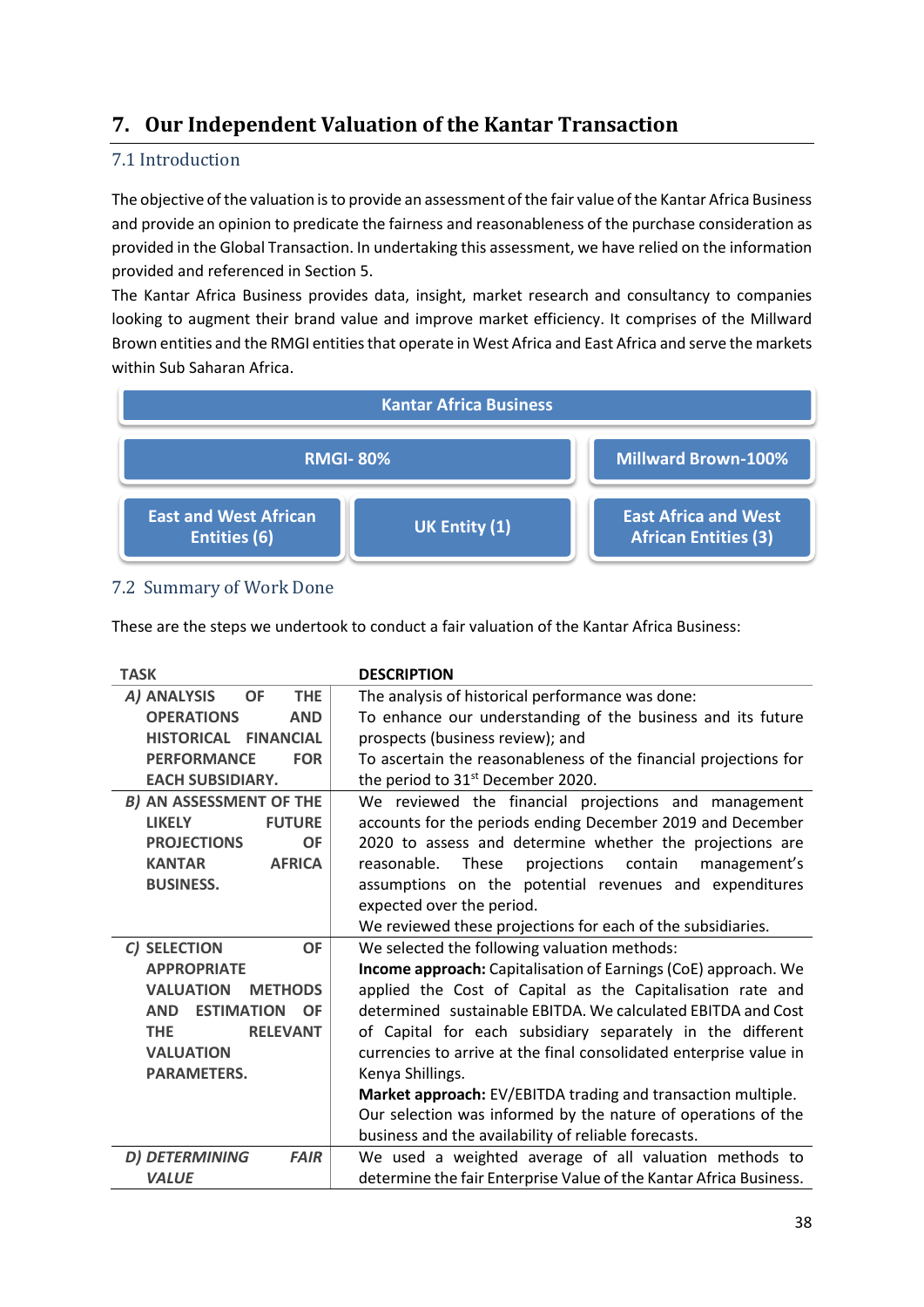## 7. Our Independent Valuation of the Kantar Transaction

### 7.1 Introduction

The objective of the valuation is to provide an assessment of the fair value of the Kantar Africa Business and provide an opinion to predicate the fairness and reasonableness of the purchase consideration as provided in the Global Transaction. In undertaking this assessment, we have relied on the information provided and referenced in Section 5.

The Kantar Africa Business provides data, insight, market research and consultancy to companies looking to augment their brand value and improve market efficiency. It comprises of the Millward Brown entities and the RMGI entities that operate in West Africa and East Africa and serve the markets within Sub Saharan Africa.

Kantar Africa Business

- RMGI- 80%
  - East and West African Entities (6)
  - UK Entity (1)
- Millward Brown-100%
  - East Africa and West African Entities (3)

### 7.2 Summary of Work Done

These are the steps we undertook to conduct a fair valuation of the Kantar Africa Business:

| TASK | DESCRIPTION |
|---|---|
| ***A)*** **ANALYSIS OF THE OPERATIONS AND HISTORICAL FINANCIAL PERFORMANCE FOR EACH SUBSIDIARY.** | The analysis of historical performance was done:<br>To enhance our understanding of the business and its future prospects (business review); and<br>To ascertain the reasonableness of the financial projections for the period to 31st December 2020. |
| ***B)*** **AN ASSESSMENT OF THE LIKELY FUTURE PROJECTIONS OF KANTAR AFRICA BUSINESS.** | We reviewed the financial projections and management accounts for the periods ending December 2019 and December 2020 to assess and determine whether the projections are reasonable. These projections contain management's assumptions on the potential revenues and expenditures expected over the period.<br>We reviewed these projections for each of the subsidiaries. |
| ***C)*** **SELECTION OF APPROPRIATE VALUATION METHODS AND ESTIMATION OF THE RELEVANT VALUATION PARAMETERS.** | We selected the following valuation methods:<br>**Income approach:** Capitalisation of Earnings (CoE) approach. We applied the Cost of Capital as the Capitalisation rate and determined sustainable EBITDA. We calculated EBITDA and Cost of Capital for each subsidiary separately in the different currencies to arrive at the final consolidated enterprise value in Kenya Shillings.<br>**Market approach:** EV/EBITDA trading and transaction multiple.<br>Our selection was informed by the nature of operations of the business and the availability of reliable forecasts. |
| ***D) DETERMINING FAIR VALUE*** | We used a weighted average of all valuation methods to determine the fair Enterprise Value of the Kantar Africa Business. |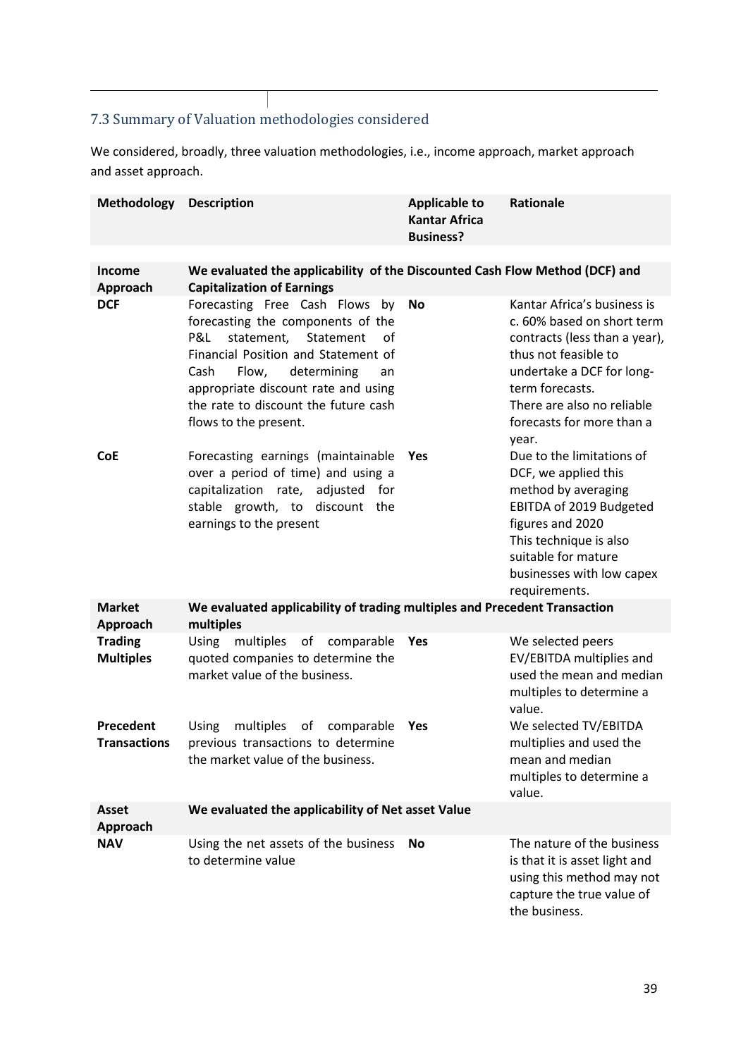## 7.3 Summary of Valuation methodologies considered

We considered, broadly, three valuation methodologies, i.e., income approach, market approach and asset approach.

| Methodology | Description | Applicable to Kantar Africa Business? | Rationale |
|---|---|---|---|
| **Income Approach** | **We evaluated the applicability of the Discounted Cash Flow Method (DCF) and Capitalization of Earnings** | | |
| **DCF** | Forecasting Free Cash Flows by forecasting the components of the P&L statement, Statement of Financial Position and Statement of Cash Flow, determining an appropriate discount rate and using the rate to discount the future cash flows to the present. | **No** | Kantar Africa's business is c. 60% based on short term contracts (less than a year), thus not feasible to undertake a DCF for long-term forecasts. There are also no reliable forecasts for more than a year. |
| **CoE** | Forecasting earnings (maintainable over a period of time) and using a capitalization rate, adjusted for stable growth, to discount the earnings to the present | **Yes** | Due to the limitations of DCF, we applied this method by averaging EBITDA of 2019 Budgeted figures and 2020 This technique is also suitable for mature businesses with low capex requirements. |
| **Market Approach** | **We evaluated applicability of trading multiples and Precedent Transaction multiples** | | |
| **Trading Multiples** | Using multiples of comparable quoted companies to determine the market value of the business. | **Yes** | We selected peers EV/EBITDA multiplies and used the mean and median multiples to determine a value. |
| **Precedent Transactions** | Using multiples of comparable previous transactions to determine the market value of the business. | **Yes** | We selected TV/EBITDA multiplies and used the mean and median multiples to determine a value. |
| **Asset Approach** | **We evaluated the applicability of Net asset Value** | | |
| **NAV** | Using the net assets of the business to determine value | **No** | The nature of the business is that it is asset light and using this method may not capture the true value of the business. |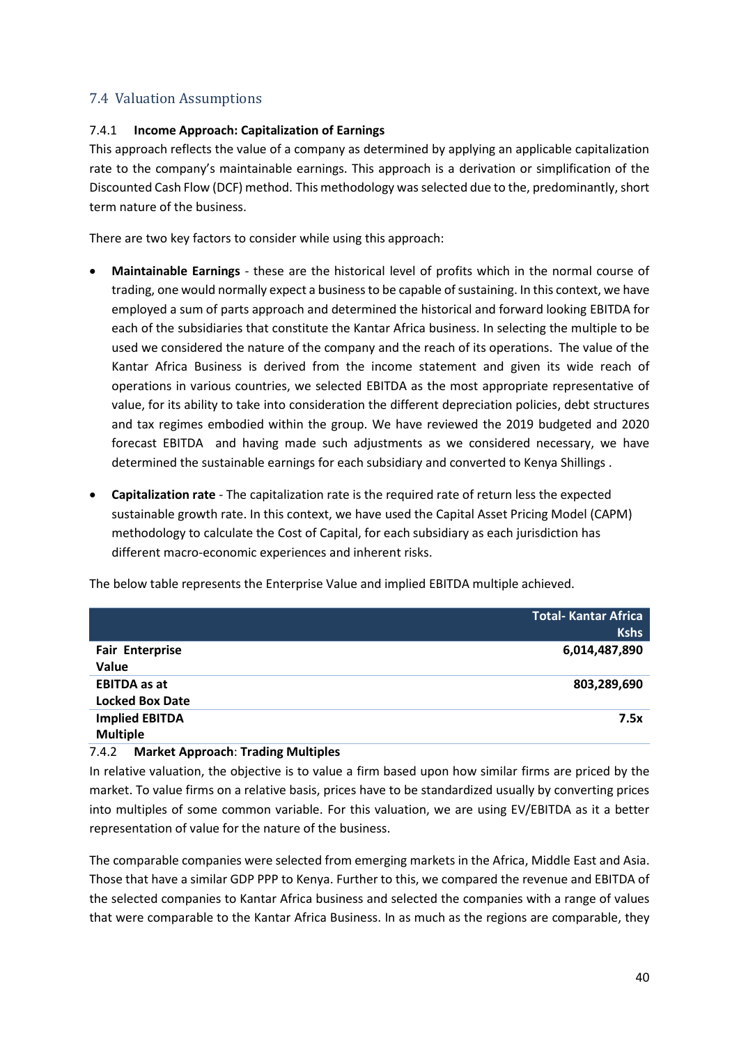## 7.4 Valuation Assumptions

### 7.4.1 **Income Approach: Capitalization of Earnings**

This approach reflects the value of a company as determined by applying an applicable capitalization rate to the company's maintainable earnings. This approach is a derivation or simplification of the Discounted Cash Flow (DCF) method. This methodology was selected due to the, predominantly, short term nature of the business.

There are two key factors to consider while using this approach:

- **Maintainable Earnings** - these are the historical level of profits which in the normal course of trading, one would normally expect a business to be capable of sustaining. In this context, we have employed a sum of parts approach and determined the historical and forward looking EBITDA for each of the subsidiaries that constitute the Kantar Africa business. In selecting the multiple to be used we considered the nature of the company and the reach of its operations. The value of the Kantar Africa Business is derived from the income statement and given its wide reach of operations in various countries, we selected EBITDA as the most appropriate representative of value, for its ability to take into consideration the different depreciation policies, debt structures and tax regimes embodied within the group. We have reviewed the 2019 budgeted and 2020 forecast EBITDA and having made such adjustments as we considered necessary, we have determined the sustainable earnings for each subsidiary and converted to Kenya Shillings .
- **Capitalization rate** - The capitalization rate is the required rate of return less the expected sustainable growth rate. In this context, we have used the Capital Asset Pricing Model (CAPM) methodology to calculate the Cost of Capital, for each subsidiary as each jurisdiction has different macro-economic experiences and inherent risks.

The below table represents the Enterprise Value and implied EBITDA multiple achieved.

| | Total- Kantar Africa Kshs |
|---|---|
| **Fair Enterprise Value** | **6,014,487,890** |
| **EBITDA as at Locked Box Date** | **803,289,690** |
| **Implied EBITDA Multiple** | **7.5x** |

### 7.4.2 **Market Approach**: **Trading Multiples**

In relative valuation, the objective is to value a firm based upon how similar firms are priced by the market. To value firms on a relative basis, prices have to be standardized usually by converting prices into multiples of some common variable. For this valuation, we are using EV/EBITDA as it a better representation of value for the nature of the business.

The comparable companies were selected from emerging markets in the Africa, Middle East and Asia. Those that have a similar GDP PPP to Kenya. Further to this, we compared the revenue and EBITDA of the selected companies to Kantar Africa business and selected the companies with a range of values that were comparable to the Kantar Africa Business. In as much as the regions are comparable, they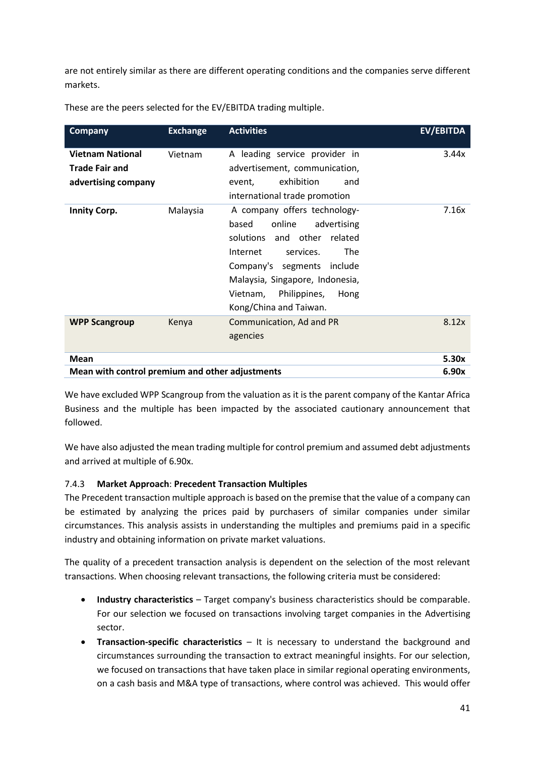are not entirely similar as there are different operating conditions and the companies serve different markets.

These are the peers selected for the EV/EBITDA trading multiple.

| Company | Exchange | Activities | EV/EBITDA |
|---|---|---|---|
| **Vietnam National Trade Fair and advertising company** | Vietnam | A leading service provider in advertisement, communication, event, exhibition and international trade promotion | 3.44x |
| **Innity Corp.** | Malaysia | A company offers technology-based online advertising solutions and other related Internet services. The Company's segments include Malaysia, Singapore, Indonesia, Vietnam, Philippines, Hong Kong/China and Taiwan. | 7.16x |
| **WPP Scangroup** | Kenya | Communication, Ad and PR agencies | 8.12x |
| **Mean** | | | **5.30x** |
| **Mean with control premium and other adjustments** | | | **6.90x** |

We have excluded WPP Scangroup from the valuation as it is the parent company of the Kantar Africa Business and the multiple has been impacted by the associated cautionary announcement that followed.

We have also adjusted the mean trading multiple for control premium and assumed debt adjustments and arrived at multiple of 6.90x.

7.4.3 **Market Approach**: **Precedent Transaction Multiples**

The Precedent transaction multiple approach is based on the premise that the value of a company can be estimated by analyzing the prices paid by purchasers of similar companies under similar circumstances. This analysis assists in understanding the multiples and premiums paid in a specific industry and obtaining information on private market valuations.

The quality of a precedent transaction analysis is dependent on the selection of the most relevant transactions. When choosing relevant transactions, the following criteria must be considered:

- **Industry characteristics** – Target company's business characteristics should be comparable. For our selection we focused on transactions involving target companies in the Advertising sector.
- **Transaction-specific characteristics** – It is necessary to understand the background and circumstances surrounding the transaction to extract meaningful insights. For our selection, we focused on transactions that have taken place in similar regional operating environments, on a cash basis and M&A type of transactions, where control was achieved. This would offer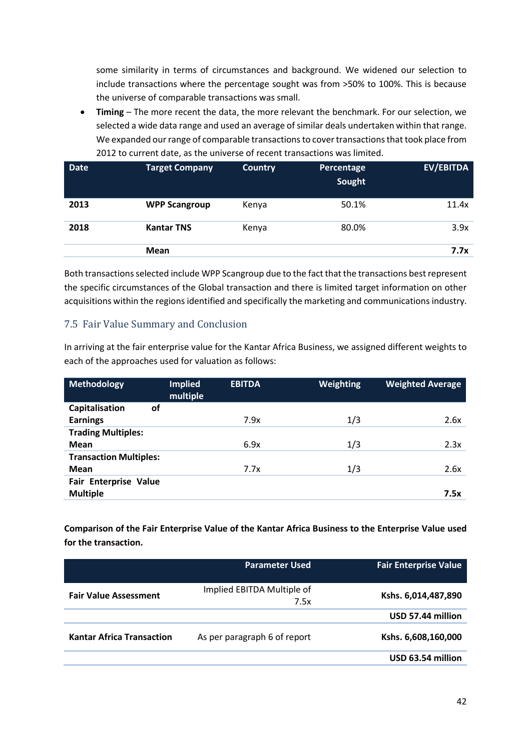some similarity in terms of circumstances and background. We widened our selection to include transactions where the percentage sought was from >50% to 100%. This is because the universe of comparable transactions was small.

- **Timing** – The more recent the data, the more relevant the benchmark. For our selection, we selected a wide data range and used an average of similar deals undertaken within that range. We expanded our range of comparable transactions to cover transactions that took place from 2012 to current date, as the universe of recent transactions was limited.

| Date | Target Company | Country | Percentage Sought | EV/EBITDA |
|---|---|---|---|---|
| **2013** | **WPP Scangroup** | Kenya | 50.1% | 11.4x |
| **2018** | **Kantar TNS** | Kenya | 80.0% | 3.9x |
| | **Mean** | | | **7.7x** |

Both transactions selected include WPP Scangroup due to the fact that the transactions best represent the specific circumstances of the Global transaction and there is limited target information on other acquisitions within the regions identified and specifically the marketing and communications industry.

## 7.5 Fair Value Summary and Conclusion

In arriving at the fair enterprise value for the Kantar Africa Business, we assigned different weights to each of the approaches used for valuation as follows:

| Methodology | Implied multiple | EBITDA | Weighting | Weighted Average |
|---|---|---|---|---|
| **Capitalisation of Earnings** | | 7.9x | 1/3 | 2.6x |
| **Trading Multiples: Mean** | | 6.9x | 1/3 | 2.3x |
| **Transaction Multiples: Mean** | | 7.7x | 1/3 | 2.6x |
| **Fair Enterprise Value Multiple** | | | | **7.5x** |

**Comparison of the Fair Enterprise Value of the Kantar Africa Business to the Enterprise Value used for the transaction.**

| | Parameter Used | Fair Enterprise Value |
|---|---|---|
| **Fair Value Assessment** | Implied EBITDA Multiple of 7.5x | **Kshs. 6,014,487,890** |
| | | **USD 57.44 million** |
| **Kantar Africa Transaction** | As per paragraph 6 of report | **Kshs. 6,608,160,000** |
| | | **USD 63.54 million** |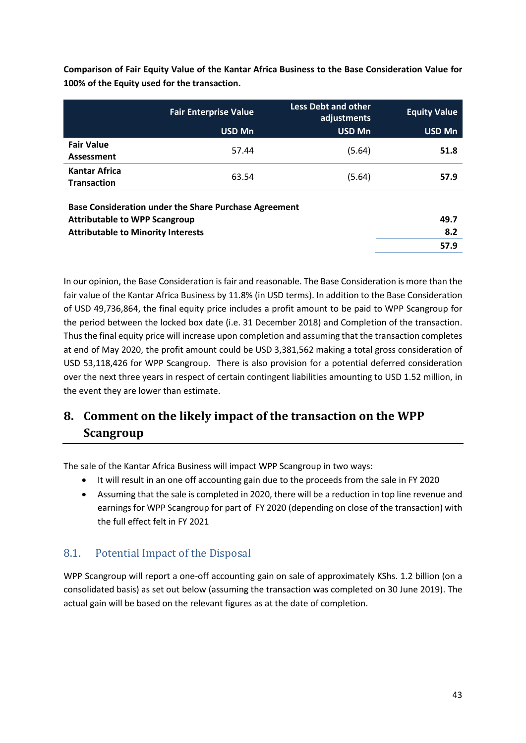**Comparison of Fair Equity Value of the Kantar Africa Business to the Base Consideration Value for 100% of the Equity used for the transaction.**

| | Fair Enterprise Value | Less Debt and other adjustments | Equity Value |
|---|---|---|---|
| | USD Mn | USD Mn | USD Mn |
| **Fair Value Assessment** | 57.44 | (5.64) | **51.8** |
| **Kantar Africa Transaction** | 63.54 | (5.64) | **57.9** |
| **Base Consideration under the Share Purchase Agreement** | | | |
| **Attributable to WPP Scangroup** | | | **49.7** |
| **Attributable to Minority Interests** | | | **8.2** |
| | | | **57.9** |

In our opinion, the Base Consideration is fair and reasonable. The Base Consideration is more than the fair value of the Kantar Africa Business by 11.8% (in USD terms). In addition to the Base Consideration of USD 49,736,864, the final equity price includes a profit amount to be paid to WPP Scangroup for the period between the locked box date (i.e. 31 December 2018) and Completion of the transaction. Thus the final equity price will increase upon completion and assuming that the transaction completes at end of May 2020, the profit amount could be USD 3,381,562 making a total gross consideration of USD 53,118,426 for WPP Scangroup. There is also provision for a potential deferred consideration over the next three years in respect of certain contingent liabilities amounting to USD 1.52 million, in the event they are lower than estimate.

## 8. Comment on the likely impact of the transaction on the WPP Scangroup

The sale of the Kantar Africa Business will impact WPP Scangroup in two ways:

- It will result in an one off accounting gain due to the proceeds from the sale in FY 2020
- Assuming that the sale is completed in 2020, there will be a reduction in top line revenue and earnings for WPP Scangroup for part of FY 2020 (depending on close of the transaction) with the full effect felt in FY 2021

### 8.1. Potential Impact of the Disposal

WPP Scangroup will report a one-off accounting gain on sale of approximately KShs. 1.2 billion (on a consolidated basis) as set out below (assuming the transaction was completed on 30 June 2019). The actual gain will be based on the relevant figures as at the date of completion.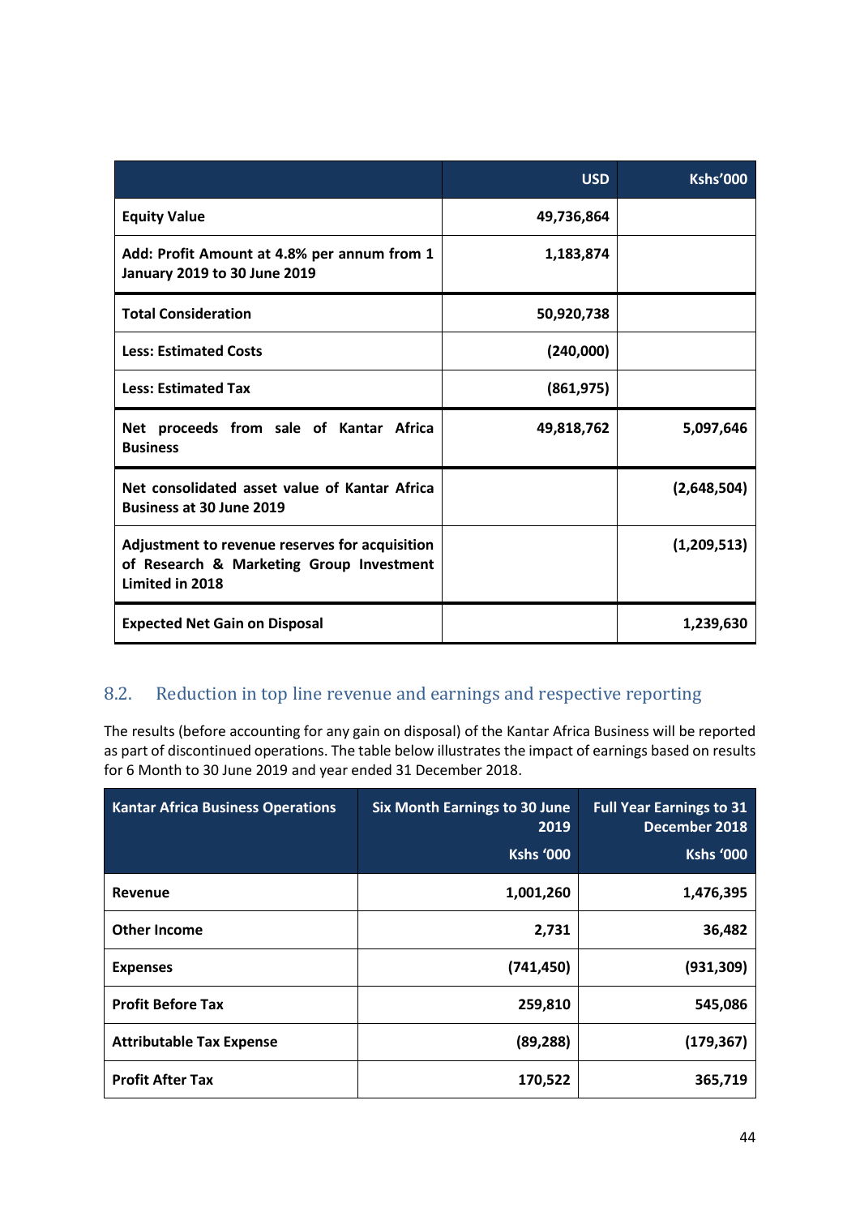| | USD | Kshs'000 |
|---|---|---|
| **Equity Value** | **49,736,864** | |
| **Add: Profit Amount at 4.8% per annum from 1 January 2019 to 30 June 2019** | **1,183,874** | |
| **Total Consideration** | **50,920,738** | |
| **Less: Estimated Costs** | **(240,000)** | |
| **Less: Estimated Tax** | **(861,975)** | |
| **Net proceeds from sale of Kantar Africa Business** | **49,818,762** | **5,097,646** |
| **Net consolidated asset value of Kantar Africa Business at 30 June 2019** | | **(2,648,504)** |
| **Adjustment to revenue reserves for acquisition of Research & Marketing Group Investment Limited in 2018** | | **(1,209,513)** |
| **Expected Net Gain on Disposal** | | **1,239,630** |

## 8.2. Reduction in top line revenue and earnings and respective reporting

The results (before accounting for any gain on disposal) of the Kantar Africa Business will be reported as part of discontinued operations. The table below illustrates the impact of earnings based on results for 6 Month to 30 June 2019 and year ended 31 December 2018.

| Kantar Africa Business Operations | Six Month Earnings to 30 June 2019<br>Kshs '000 | Full Year Earnings to 31 December 2018<br>Kshs '000 |
|---|---|---|
| **Revenue** | **1,001,260** | **1,476,395** |
| **Other Income** | **2,731** | **36,482** |
| **Expenses** | **(741,450)** | **(931,309)** |
| **Profit Before Tax** | **259,810** | **545,086** |
| **Attributable Tax Expense** | **(89,288)** | **(179,367)** |
| **Profit After Tax** | **170,522** | **365,719** |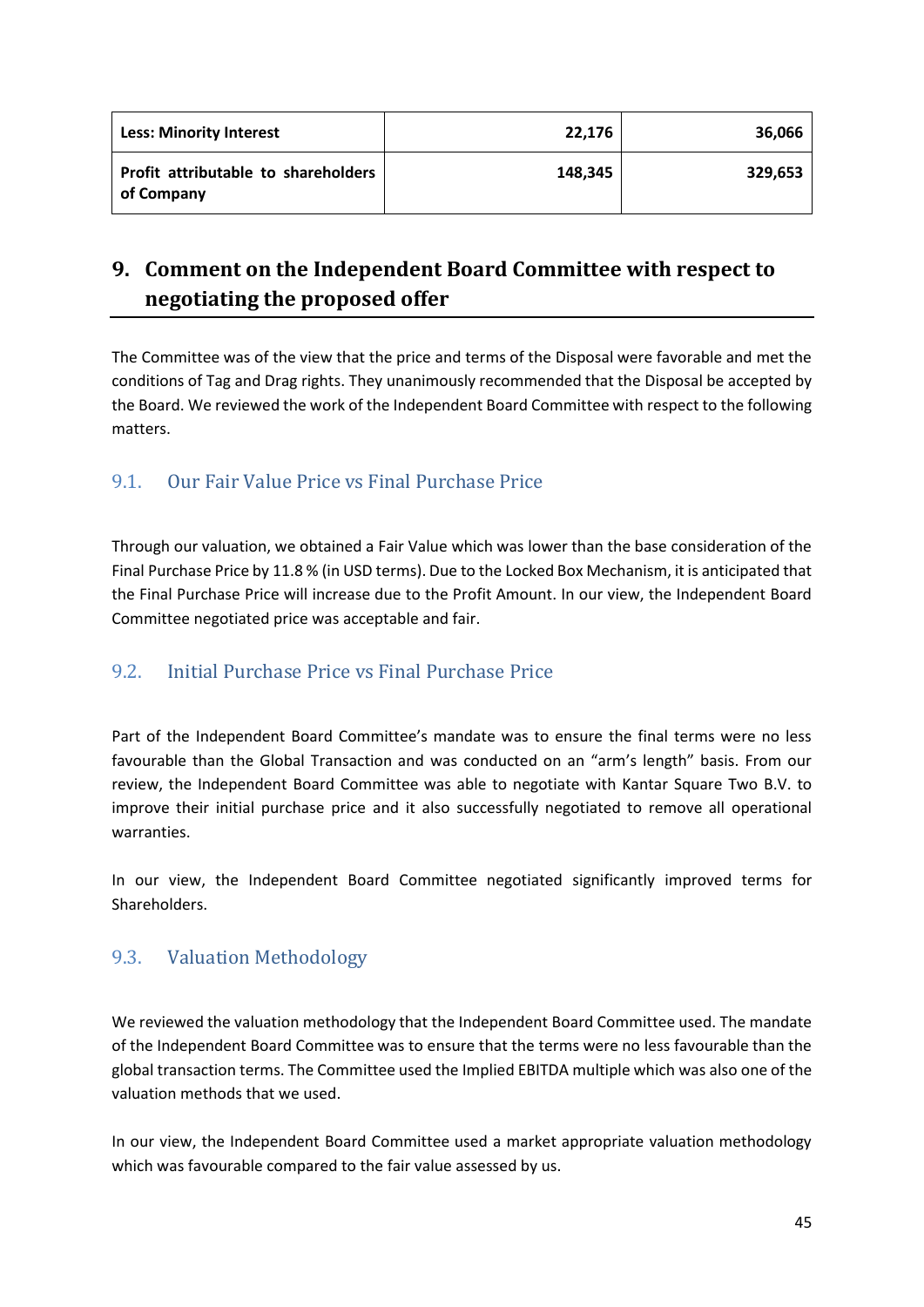| **Less: Minority Interest** | **22,176** | **36,066** |
|---|---|---|
| **Profit attributable to shareholders of Company** | **148,345** | **329,653** |

## 9. Comment on the Independent Board Committee with respect to negotiating the proposed offer

The Committee was of the view that the price and terms of the Disposal were favorable and met the conditions of Tag and Drag rights. They unanimously recommended that the Disposal be accepted by the Board. We reviewed the work of the Independent Board Committee with respect to the following matters.

### 9.1. Our Fair Value Price vs Final Purchase Price

Through our valuation, we obtained a Fair Value which was lower than the base consideration of the Final Purchase Price by 11.8 % (in USD terms). Due to the Locked Box Mechanism, it is anticipated that the Final Purchase Price will increase due to the Profit Amount. In our view, the Independent Board Committee negotiated price was acceptable and fair.

### 9.2. Initial Purchase Price vs Final Purchase Price

Part of the Independent Board Committee's mandate was to ensure the final terms were no less favourable than the Global Transaction and was conducted on an "arm's length" basis. From our review, the Independent Board Committee was able to negotiate with Kantar Square Two B.V. to improve their initial purchase price and it also successfully negotiated to remove all operational warranties.

In our view, the Independent Board Committee negotiated significantly improved terms for Shareholders.

### 9.3. Valuation Methodology

We reviewed the valuation methodology that the Independent Board Committee used. The mandate of the Independent Board Committee was to ensure that the terms were no less favourable than the global transaction terms. The Committee used the Implied EBITDA multiple which was also one of the valuation methods that we used.

In our view, the Independent Board Committee used a market appropriate valuation methodology which was favourable compared to the fair value assessed by us.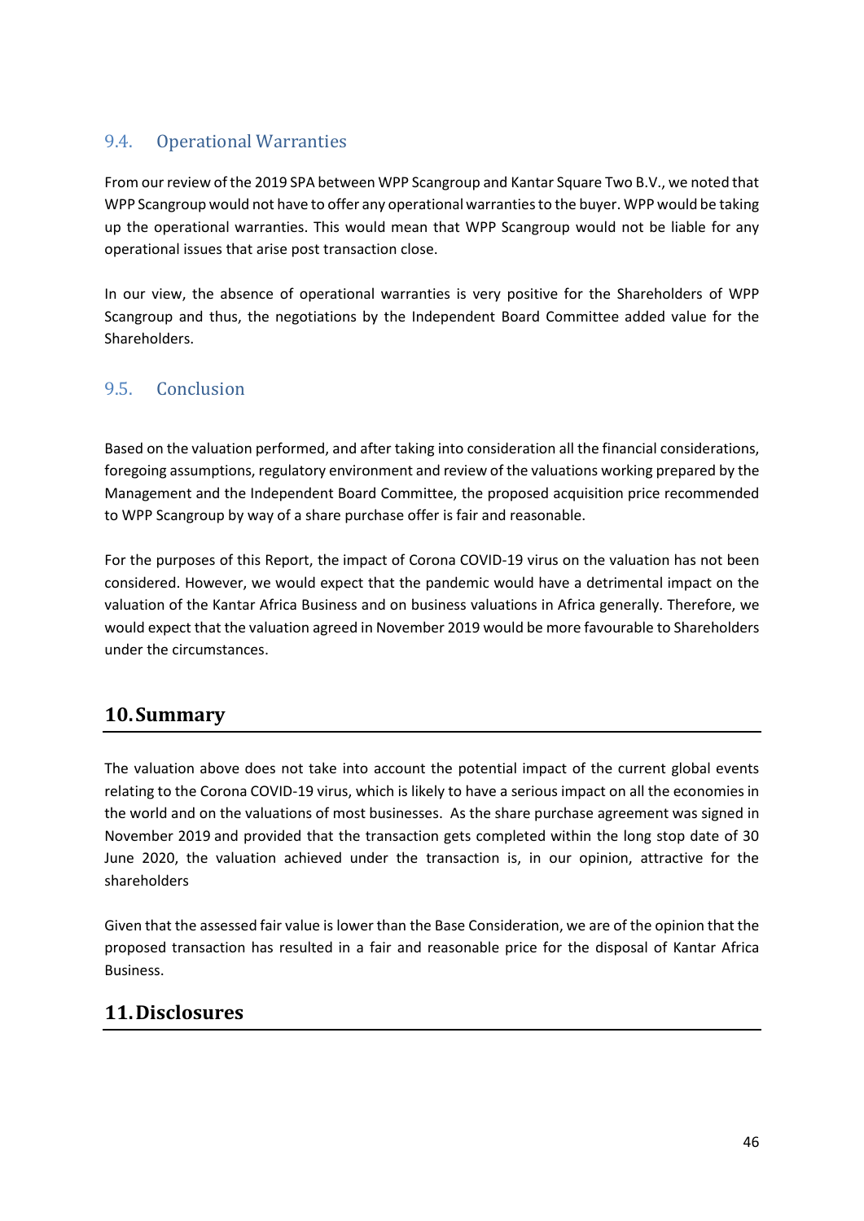### 9.4. Operational Warranties

From our review of the 2019 SPA between WPP Scangroup and Kantar Square Two B.V., we noted that WPP Scangroup would not have to offer any operational warranties to the buyer. WPP would be taking up the operational warranties. This would mean that WPP Scangroup would not be liable for any operational issues that arise post transaction close.

In our view, the absence of operational warranties is very positive for the Shareholders of WPP Scangroup and thus, the negotiations by the Independent Board Committee added value for the Shareholders.

### 9.5. Conclusion

Based on the valuation performed, and after taking into consideration all the financial considerations, foregoing assumptions, regulatory environment and review of the valuations working prepared by the Management and the Independent Board Committee, the proposed acquisition price recommended to WPP Scangroup by way of a share purchase offer is fair and reasonable.

For the purposes of this Report, the impact of Corona COVID-19 virus on the valuation has not been considered. However, we would expect that the pandemic would have a detrimental impact on the valuation of the Kantar Africa Business and on business valuations in Africa generally. Therefore, we would expect that the valuation agreed in November 2019 would be more favourable to Shareholders under the circumstances.

## 10. Summary

The valuation above does not take into account the potential impact of the current global events relating to the Corona COVID-19 virus, which is likely to have a serious impact on all the economies in the world and on the valuations of most businesses. As the share purchase agreement was signed in November 2019 and provided that the transaction gets completed within the long stop date of 30 June 2020, the valuation achieved under the transaction is, in our opinion, attractive for the shareholders

Given that the assessed fair value is lower than the Base Consideration, we are of the opinion that the proposed transaction has resulted in a fair and reasonable price for the disposal of Kantar Africa Business.

## 11. Disclosures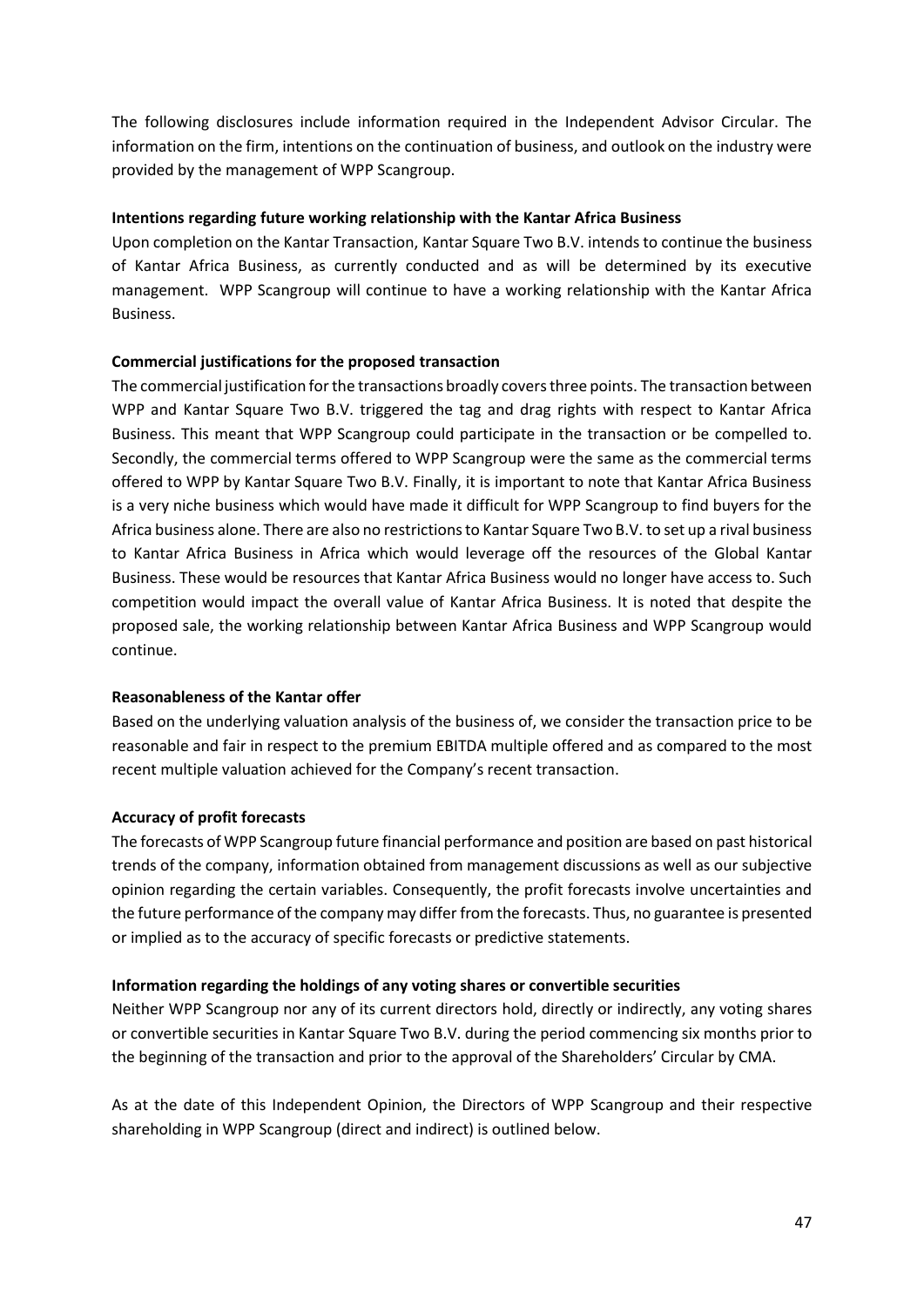The following disclosures include information required in the Independent Advisor Circular. The information on the firm, intentions on the continuation of business, and outlook on the industry were provided by the management of WPP Scangroup.

**Intentions regarding future working relationship with the Kantar Africa Business**

Upon completion on the Kantar Transaction, Kantar Square Two B.V. intends to continue the business of Kantar Africa Business, as currently conducted and as will be determined by its executive management. WPP Scangroup will continue to have a working relationship with the Kantar Africa Business.

**Commercial justifications for the proposed transaction**

The commercial justification for the transactions broadly covers three points. The transaction between WPP and Kantar Square Two B.V. triggered the tag and drag rights with respect to Kantar Africa Business. This meant that WPP Scangroup could participate in the transaction or be compelled to. Secondly, the commercial terms offered to WPP Scangroup were the same as the commercial terms offered to WPP by Kantar Square Two B.V. Finally, it is important to note that Kantar Africa Business is a very niche business which would have made it difficult for WPP Scangroup to find buyers for the Africa business alone. There are also no restrictions to Kantar Square Two B.V. to set up a rival business to Kantar Africa Business in Africa which would leverage off the resources of the Global Kantar Business. These would be resources that Kantar Africa Business would no longer have access to. Such competition would impact the overall value of Kantar Africa Business. It is noted that despite the proposed sale, the working relationship between Kantar Africa Business and WPP Scangroup would continue.

**Reasonableness of the Kantar offer**

Based on the underlying valuation analysis of the business of, we consider the transaction price to be reasonable and fair in respect to the premium EBITDA multiple offered and as compared to the most recent multiple valuation achieved for the Company's recent transaction.

**Accuracy of profit forecasts**

The forecasts of WPP Scangroup future financial performance and position are based on past historical trends of the company, information obtained from management discussions as well as our subjective opinion regarding the certain variables. Consequently, the profit forecasts involve uncertainties and the future performance of the company may differ from the forecasts. Thus, no guarantee is presented or implied as to the accuracy of specific forecasts or predictive statements.

**Information regarding the holdings of any voting shares or convertible securities**

Neither WPP Scangroup nor any of its current directors hold, directly or indirectly, any voting shares or convertible securities in Kantar Square Two B.V. during the period commencing six months prior to the beginning of the transaction and prior to the approval of the Shareholders' Circular by CMA.

As at the date of this Independent Opinion, the Directors of WPP Scangroup and their respective shareholding in WPP Scangroup (direct and indirect) is outlined below.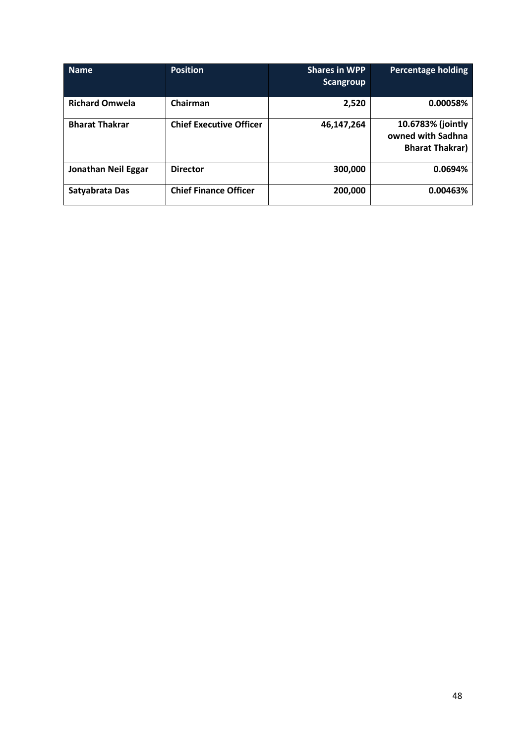| Name | Position | Shares in WPP Scangroup | Percentage holding |
|---|---|---|---|
| **Richard Omwela** | **Chairman** | **2,520** | **0.00058%** |
| **Bharat Thakrar** | **Chief Executive Officer** | **46,147,264** | **10.6783% (jointly owned with Sadhna Bharat Thakrar)** |
| **Jonathan Neil Eggar** | **Director** | **300,000** | **0.0694%** |
| **Satyabrata Das** | **Chief Finance Officer** | **200,000** | **0.00463%** |